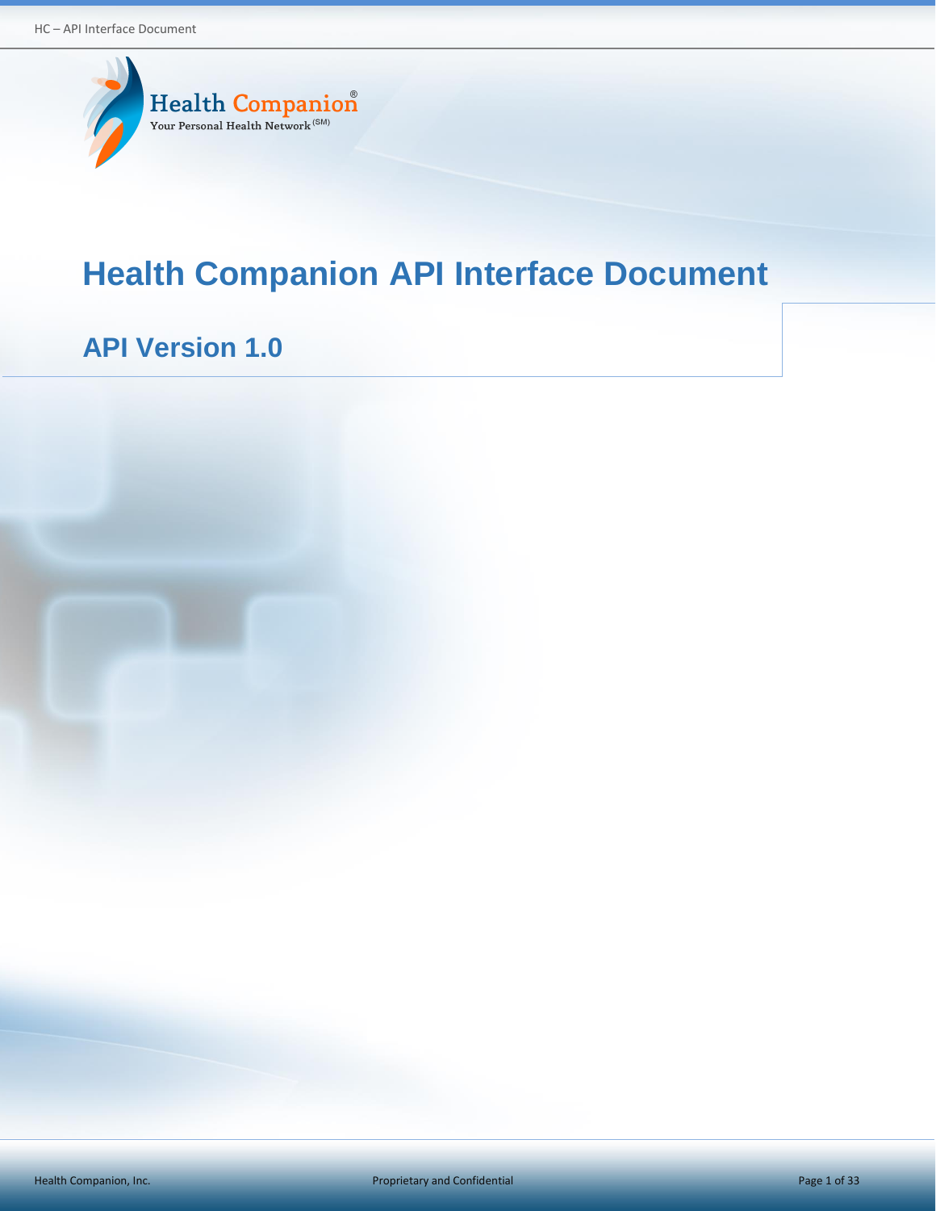Health Companion®

Your Personal Health Network(SM)

# Health Companion API Interface Document

## API Version 1.0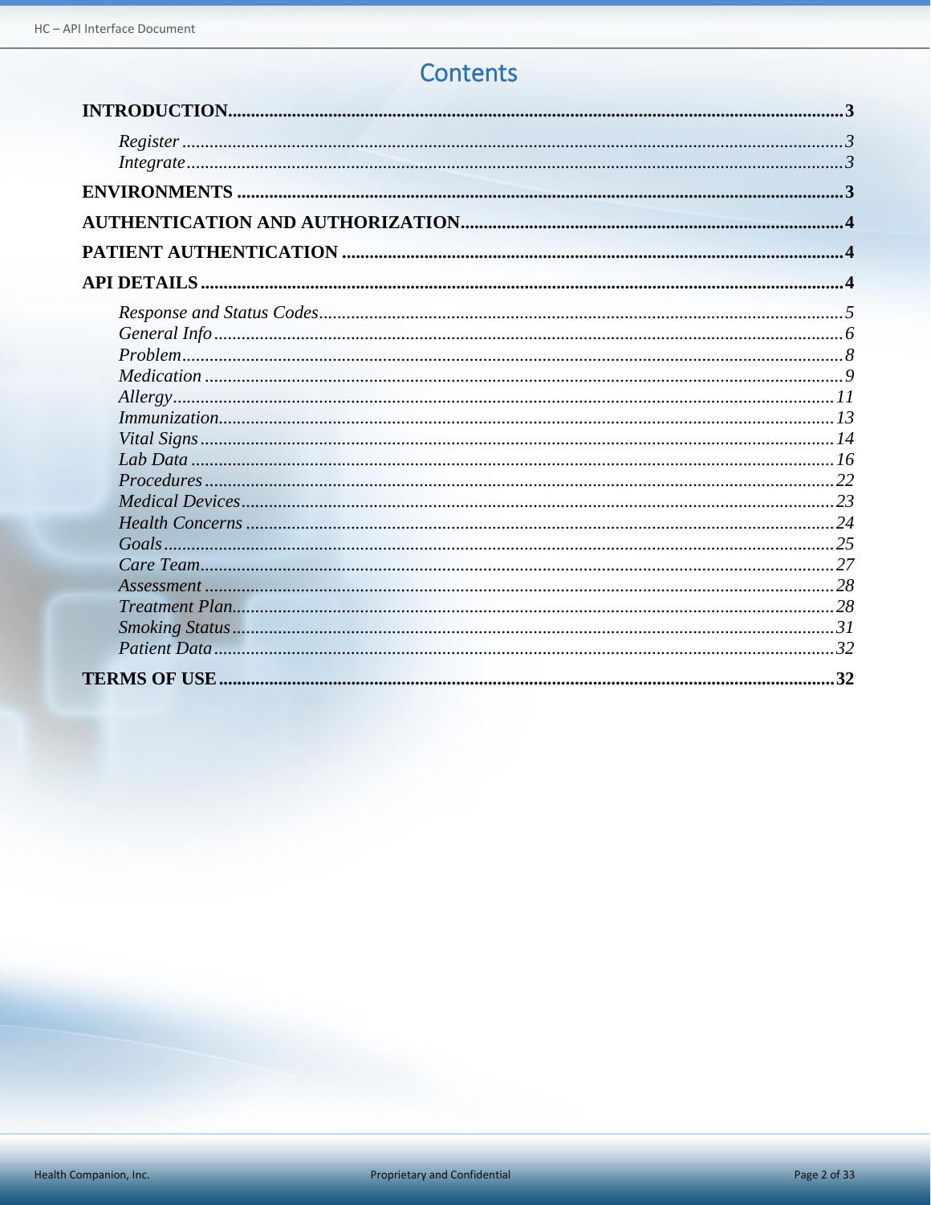# Contents

**INTRODUCTION** .......... **3**

- *Register* .......... *3*
- *Integrate* .......... *3*

**ENVIRONMENTS** .......... **3**

**AUTHENTICATION AND AUTHORIZATION** .......... **4**

**PATIENT AUTHENTICATION** .......... **4**

**API DETAILS** .......... **4**

- *Response and Status Codes* .......... *5*
- *General Info* .......... *6*
- *Problem* .......... *8*
- *Medication* .......... *9*
- *Allergy* .......... *11*
- *Immunization* .......... *13*
- *Vital Signs* .......... *14*
- *Lab Data* .......... *16*
- *Procedures* .......... *22*
- *Medical Devices* .......... *23*
- *Health Concerns* .......... *24*
- *Goals* .......... *25*
- *Care Team* .......... *27*
- *Assessment* .......... *28*
- *Treatment Plan* .......... *28*
- *Smoking Status* .......... *31*
- *Patient Data* .......... *32*

**TERMS OF USE** .......... **32**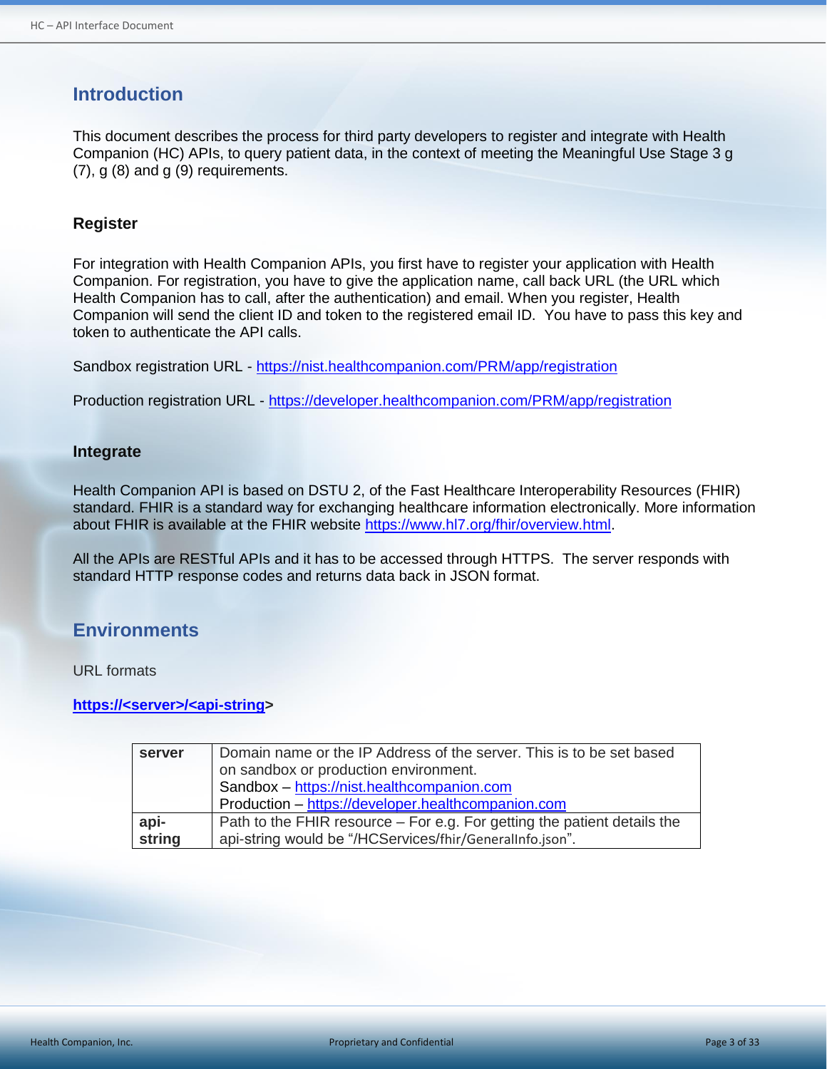# Introduction

This document describes the process for third party developers to register and integrate with Health Companion (HC) APIs, to query patient data, in the context of meeting the Meaningful Use Stage 3 g (7), g (8) and g (9) requirements.

### Register

For integration with Health Companion APIs, you first have to register your application with Health Companion. For registration, you have to give the application name, call back URL (the URL which Health Companion has to call, after the authentication) and email. When you register, Health Companion will send the client ID and token to the registered email ID. You have to pass this key and token to authenticate the API calls.

Sandbox registration URL - https://nist.healthcompanion.com/PRM/app/registration

Production registration URL - https://developer.healthcompanion.com/PRM/app/registration

### Integrate

Health Companion API is based on DSTU 2, of the Fast Healthcare Interoperability Resources (FHIR) standard. FHIR is a standard way for exchanging healthcare information electronically. More information about FHIR is available at the FHIR website https://www.hl7.org/fhir/overview.html.

All the APIs are RESTful APIs and it has to be accessed through HTTPS. The server responds with standard HTTP response codes and returns data back in JSON format.

# Environments

URL formats

**https://<server>/<api-string>**

| | |
|---|---|
| **server** | Domain name or the IP Address of the server. This is to be set based on sandbox or production environment.<br>Sandbox – https://nist.healthcompanion.com<br>Production – https://developer.healthcompanion.com |
| **api-string** | Path to the FHIR resource – For e.g. For getting the patient details the api-string would be "/HCServices/fhir/GeneralInfo.json". |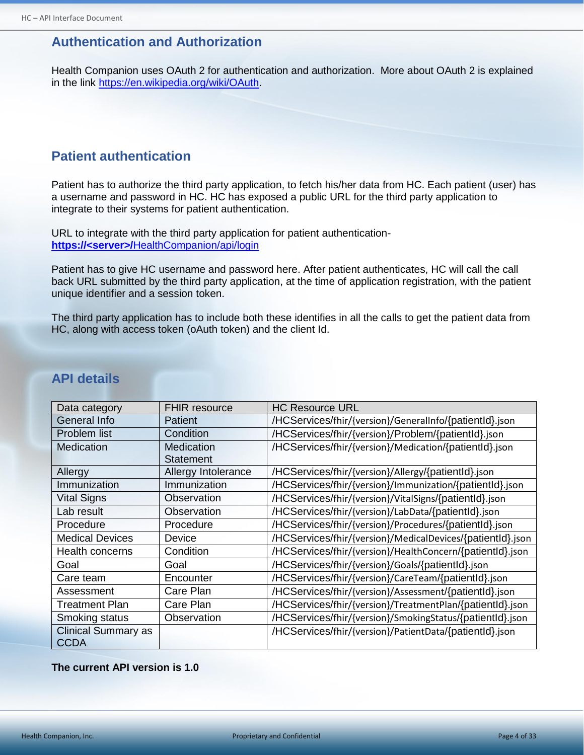## Authentication and Authorization

Health Companion uses OAuth 2 for authentication and authorization. More about OAuth 2 is explained in the link https://en.wikipedia.org/wiki/OAuth.

## Patient authentication

Patient has to authorize the third party application, to fetch his/her data from HC. Each patient (user) has a username and password in HC. HC has exposed a public URL for the third party application to integrate to their systems for patient authentication.

URL to integrate with the third party application for patient authentication-
**https://<server>/**HealthCompanion/api/login

Patient has to give HC username and password here. After patient authenticates, HC will call the call back URL submitted by the third party application, at the time of application registration, with the patient unique identifier and a session token.

The third party application has to include both these identifies in all the calls to get the patient data from HC, along with access token (oAuth token) and the client Id.

## API details

| Data category | FHIR resource | HC Resource URL |
|---|---|---|
| General Info | Patient | /HCServices/fhir/{version}/GeneralInfo/{patientId}.json |
| Problem list | Condition | /HCServices/fhir/{version}/Problem/{patientId}.json |
| Medication | Medication Statement | /HCServices/fhir/{version}/Medication/{patientId}.json |
| Allergy | Allergy Intolerance | /HCServices/fhir/{version}/Allergy/{patientId}.json |
| Immunization | Immunization | /HCServices/fhir/{version}/Immunization/{patientId}.json |
| Vital Signs | Observation | /HCServices/fhir/{version}/VitalSigns/{patientId}.json |
| Lab result | Observation | /HCServices/fhir/{version}/LabData/{patientId}.json |
| Procedure | Procedure | /HCServices/fhir/{version}/Procedures/{patientId}.json |
| Medical Devices | Device | /HCServices/fhir/{version}/MedicalDevices/{patientId}.json |
| Health concerns | Condition | /HCServices/fhir/{version}/HealthConcern/{patientId}.json |
| Goal | Goal | /HCServices/fhir/{version}/Goals/{patientId}.json |
| Care team | Encounter | /HCServices/fhir/{version}/CareTeam/{patientId}.json |
| Assessment | Care Plan | /HCServices/fhir/{version}/Assessment/{patientId}.json |
| Treatment Plan | Care Plan | /HCServices/fhir/{version}/TreatmentPlan/{patientId}.json |
| Smoking status | Observation | /HCServices/fhir/{version}/SmokingStatus/{patientId}.json |
| Clinical Summary as CCDA | | /HCServices/fhir/{version}/PatientData/{patientId}.json |

**The current API version is 1.0**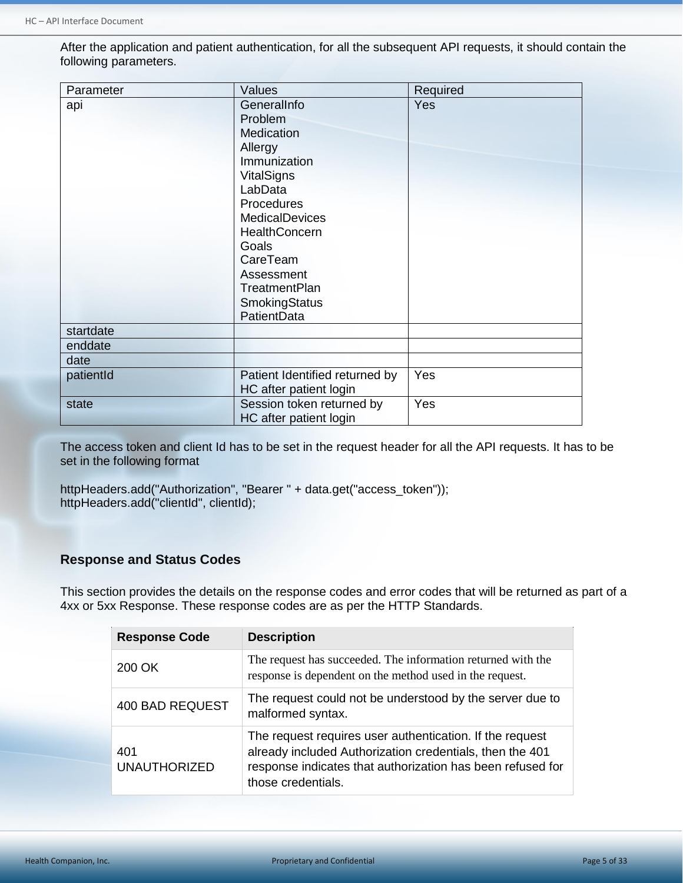After the application and patient authentication, for all the subsequent API requests, it should contain the following parameters.

| Parameter | Values | Required |
|---|---|---|
| api | GeneralInfo<br>Problem<br>Medication<br>Allergy<br>Immunization<br>VitalSigns<br>LabData<br>Procedures<br>MedicalDevices<br>HealthConcern<br>Goals<br>CareTeam<br>Assessment<br>TreatmentPlan<br>SmokingStatus<br>PatientData | Yes |
| startdate | | |
| enddate | | |
| date | | |
| patientId | Patient Identified returned by HC after patient login | Yes |
| state | Session token returned by HC after patient login | Yes |

The access token and client Id has to be set in the request header for all the API requests. It has to be set in the following format

```
httpHeaders.add("Authorization", "Bearer " + data.get("access_token"));
httpHeaders.add("clientId", clientId);
```

### Response and Status Codes

This section provides the details on the response codes and error codes that will be returned as part of a 4xx or 5xx Response. These response codes are as per the HTTP Standards.

| Response Code | Description |
|---|---|
| 200 OK | The request has succeeded. The information returned with the response is dependent on the method used in the request. |
| 400 BAD REQUEST | The request could not be understood by the server due to malformed syntax. |
| 401 UNAUTHORIZED | The request requires user authentication. If the request already included Authorization credentials, then the 401 response indicates that authorization has been refused for those credentials. |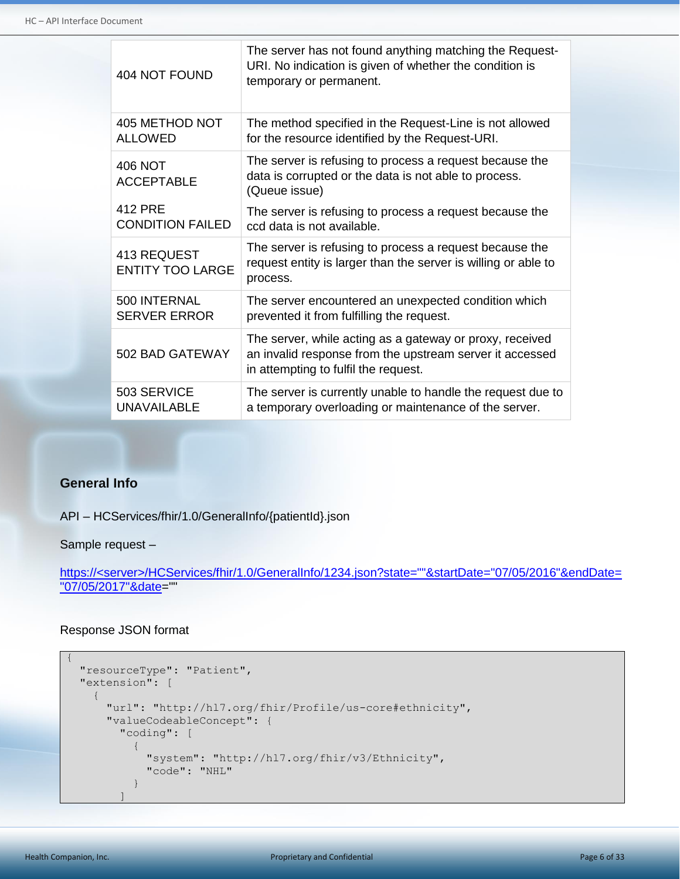| | |
|---|---|
| 404 NOT FOUND | The server has not found anything matching the Request-URI. No indication is given of whether the condition is temporary or permanent. |
| 405 METHOD NOT ALLOWED | The method specified in the Request-Line is not allowed for the resource identified by the Request-URI. |
| 406 NOT ACCEPTABLE | The server is refusing to process a request because the data is corrupted or the data is not able to process. (Queue issue) |
| 412 PRE CONDITION FAILED | The server is refusing to process a request because the ccd data is not available. |
| 413 REQUEST ENTITY TOO LARGE | The server is refusing to process a request because the request entity is larger than the server is willing or able to process. |
| 500 INTERNAL SERVER ERROR | The server encountered an unexpected condition which prevented it from fulfilling the request. |
| 502 BAD GATEWAY | The server, while acting as a gateway or proxy, received an invalid response from the upstream server it accessed in attempting to fulfil the request. |
| 503 SERVICE UNAVAILABLE | The server is currently unable to handle the request due to a temporary overloading or maintenance of the server. |

## General Info

API – HCServices/fhir/1.0/GeneralInfo/{patientId}.json

Sample request –

https://<server>/HCServices/fhir/1.0/GeneralInfo/1234.json?state=""&startDate="07/05/2016"&endDate="07/05/2017"&date=""

Response JSON format

```
{
  "resourceType": "Patient",
  "extension": [
    {
      "url": "http://hl7.org/fhir/Profile/us-core#ethnicity",
      "valueCodeableConcept": {
        "coding": [
          {
            "system": "http://hl7.org/fhir/v3/Ethnicity",
            "code": "NHL"
          }
        ]
```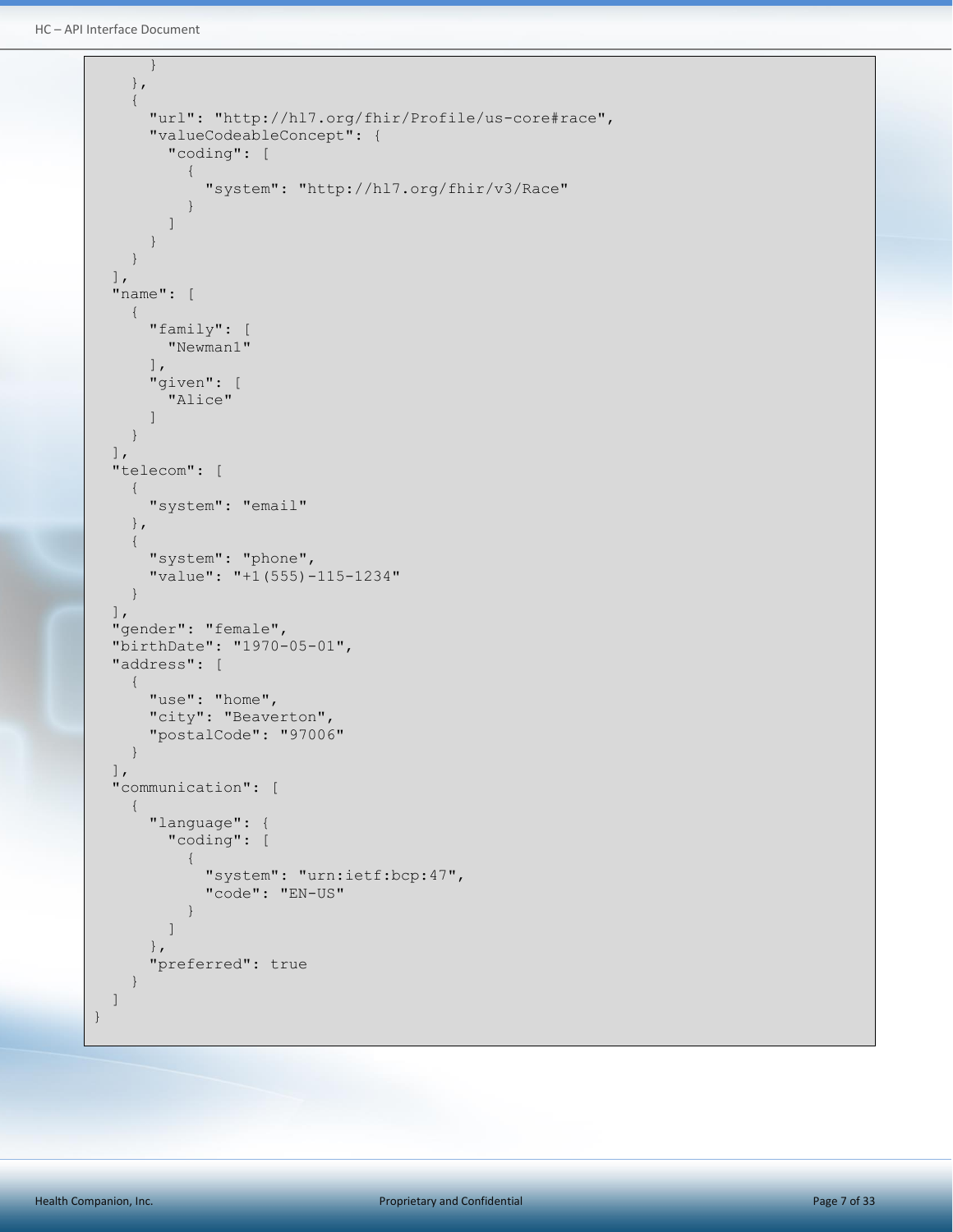```
        }
      },
      {
        "url": "http://hl7.org/fhir/Profile/us-core#race",
        "valueCodeableConcept": {
          "coding": [
            {
              "system": "http://hl7.org/fhir/v3/Race"
            }
          ]
        }
      }
    ],
    "name": [
      {
        "family": [
          "Newman1"
        ],
        "given": [
          "Alice"
        ]
      }
    ],
    "telecom": [
      {
        "system": "email"
      },
      {
        "system": "phone",
        "value": "+1(555)-115-1234"
      }
    ],
    "gender": "female",
    "birthDate": "1970-05-01",
    "address": [
      {
        "use": "home",
        "city": "Beaverton",
        "postalCode": "97006"
      }
    ],
    "communication": [
      {
        "language": {
          "coding": [
            {
              "system": "urn:ietf:bcp:47",
              "code": "EN-US"
            }
          ]
        },
        "preferred": true
      }
    ]
}
```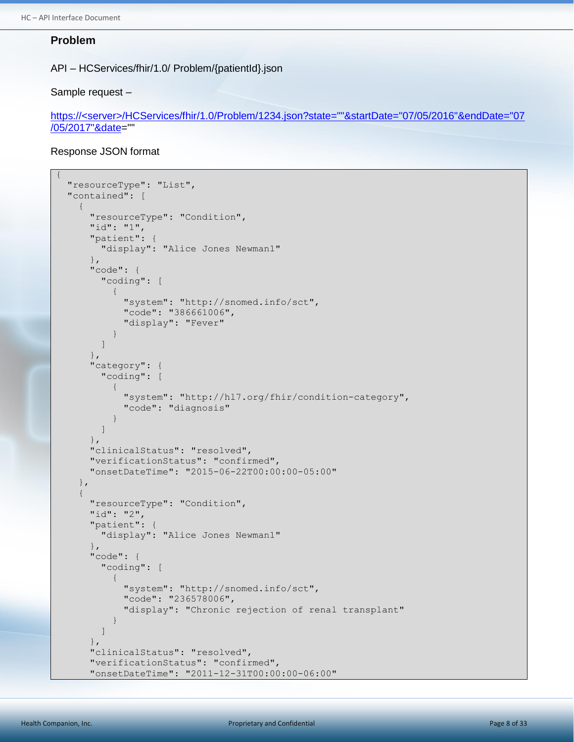## Problem

API – HCServices/fhir/1.0/ Problem/{patientId}.json

Sample request –

https://<server>/HCServices/fhir/1.0/Problem/1234.json?state=""&startDate="07/05/2016"&endDate="07/05/2017"&date=""

Response JSON format

```
{
  "resourceType": "List",
  "contained": [
    {
      "resourceType": "Condition",
      "id": "1",
      "patient": {
        "display": "Alice Jones Newman1"
      },
      "code": {
        "coding": [
          {
            "system": "http://snomed.info/sct",
            "code": "386661006",
            "display": "Fever"
          }
        ]
      },
      "category": {
        "coding": [
          {
            "system": "http://hl7.org/fhir/condition-category",
            "code": "diagnosis"
          }
        ]
      },
      "clinicalStatus": "resolved",
      "verificationStatus": "confirmed",
      "onsetDateTime": "2015-06-22T00:00:00-05:00"
    },
    {
      "resourceType": "Condition",
      "id": "2",
      "patient": {
        "display": "Alice Jones Newman1"
      },
      "code": {
        "coding": [
          {
            "system": "http://snomed.info/sct",
            "code": "236578006",
            "display": "Chronic rejection of renal transplant"
          }
        ]
      },
      "clinicalStatus": "resolved",
      "verificationStatus": "confirmed",
      "onsetDateTime": "2011-12-31T00:00:00-06:00"
```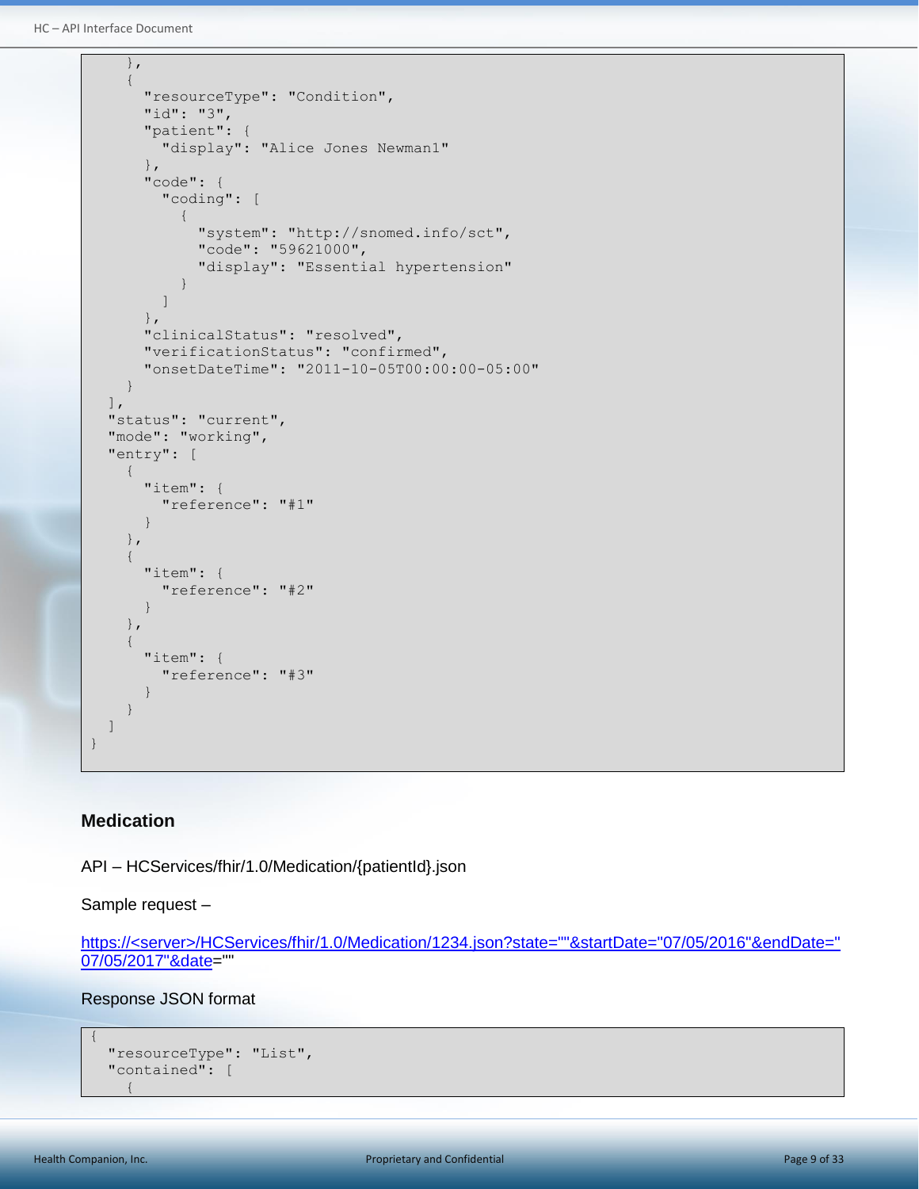```
    },
    {
      "resourceType": "Condition",
      "id": "3",
      "patient": {
        "display": "Alice Jones Newman1"
      },
      "code": {
        "coding": [
          {
            "system": "http://snomed.info/sct",
            "code": "59621000",
            "display": "Essential hypertension"
          }
        ]
      },
      "clinicalStatus": "resolved",
      "verificationStatus": "confirmed",
      "onsetDateTime": "2011-10-05T00:00:00-05:00"
    }
  ],
  "status": "current",
  "mode": "working",
  "entry": [
    {
      "item": {
        "reference": "#1"
      }
    },
    {
      "item": {
        "reference": "#2"
      }
    },
    {
      "item": {
        "reference": "#3"
      }
    }
  ]
}
```

### Medication

API – HCServices/fhir/1.0/Medication/{patientId}.json

Sample request –

https://<server>/HCServices/fhir/1.0/Medication/1234.json?state=""&startDate="07/05/2016"&endDate="07/05/2017"&date=""

Response JSON format

```
{
  "resourceType": "List",
  "contained": [
    {
```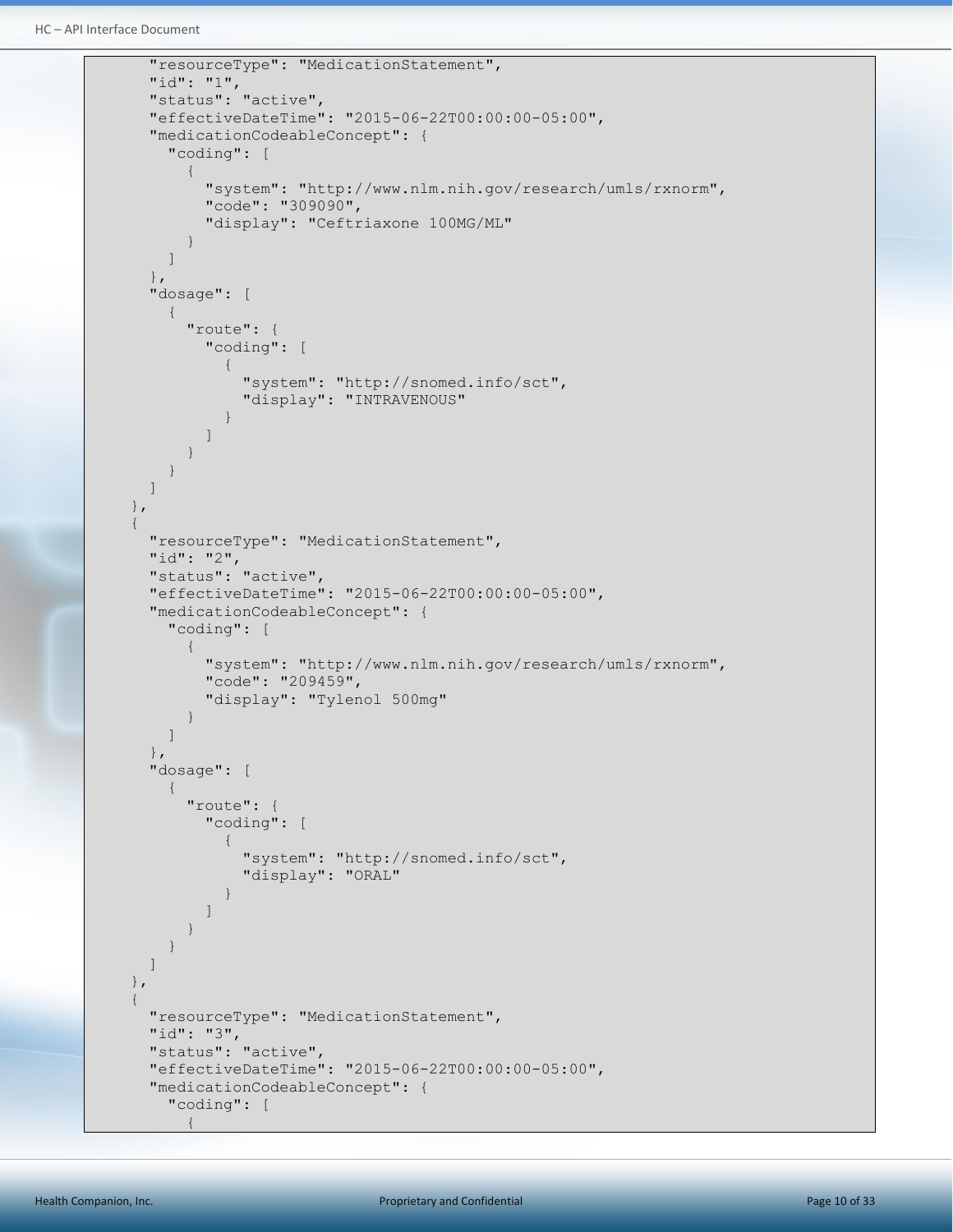```
      "resourceType": "MedicationStatement",
      "id": "1",
      "status": "active",
      "effectiveDateTime": "2015-06-22T00:00:00-05:00",
      "medicationCodeableConcept": {
        "coding": [
          {
            "system": "http://www.nlm.nih.gov/research/umls/rxnorm",
            "code": "309090",
            "display": "Ceftriaxone 100MG/ML"
          }
        ]
      },
      "dosage": [
        {
          "route": {
            "coding": [
              {
                "system": "http://snomed.info/sct",
                "display": "INTRAVENOUS"
              }
            ]
          }
        }
      ]
    },
    {
      "resourceType": "MedicationStatement",
      "id": "2",
      "status": "active",
      "effectiveDateTime": "2015-06-22T00:00:00-05:00",
      "medicationCodeableConcept": {
        "coding": [
          {
            "system": "http://www.nlm.nih.gov/research/umls/rxnorm",
            "code": "209459",
            "display": "Tylenol 500mg"
          }
        ]
      },
      "dosage": [
        {
          "route": {
            "coding": [
              {
                "system": "http://snomed.info/sct",
                "display": "ORAL"
              }
            ]
          }
        }
      ]
    },
    {
      "resourceType": "MedicationStatement",
      "id": "3",
      "status": "active",
      "effectiveDateTime": "2015-06-22T00:00:00-05:00",
      "medicationCodeableConcept": {
        "coding": [
          {
```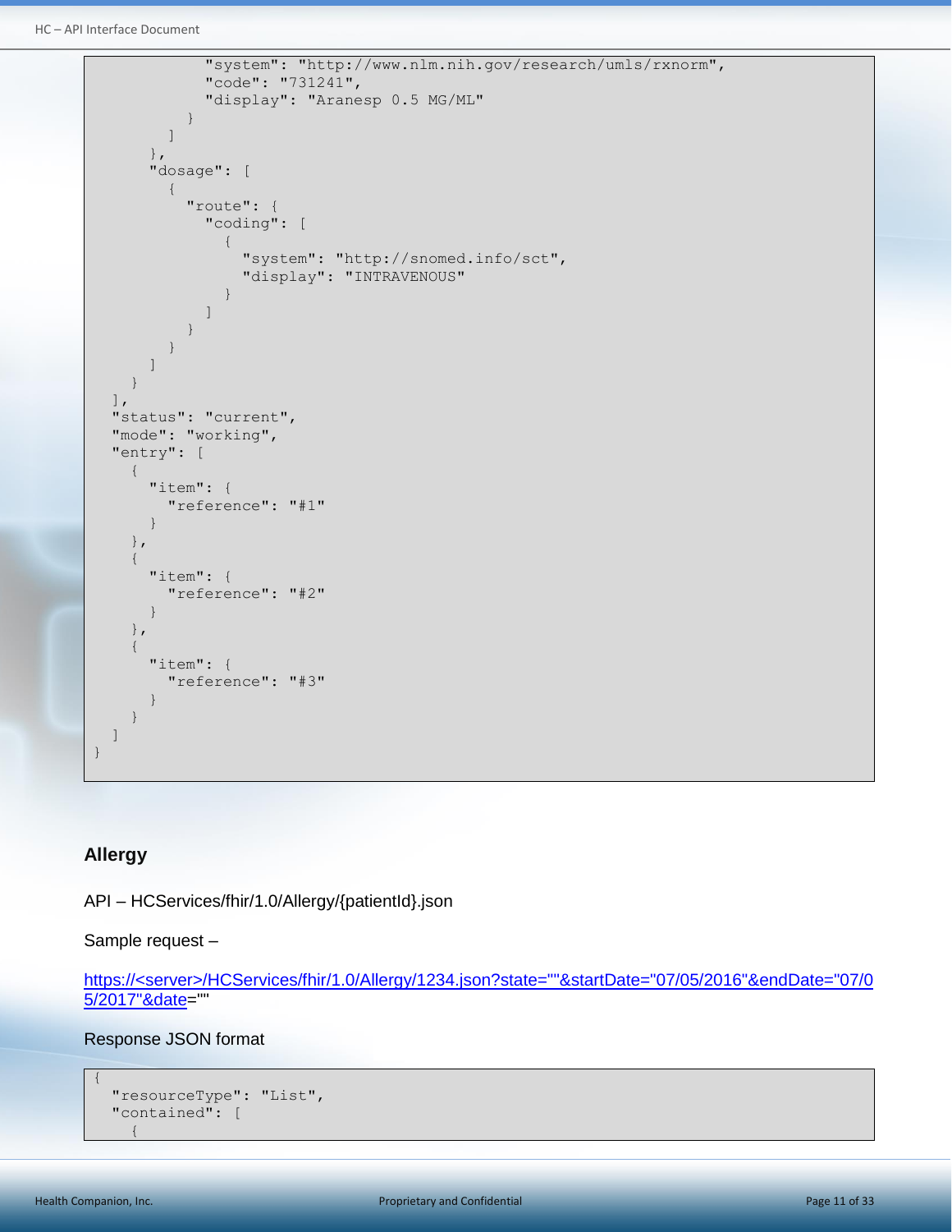```
            "system": "http://www.nlm.nih.gov/research/umls/rxnorm",
            "code": "731241",
            "display": "Aranesp 0.5 MG/ML"
          }
        ]
      },
      "dosage": [
        {
          "route": {
            "coding": [
              {
                "system": "http://snomed.info/sct",
                "display": "INTRAVENOUS"
              }
            ]
          }
        }
      ]
    }
  ],
  "status": "current",
  "mode": "working",
  "entry": [
    {
      "item": {
        "reference": "#1"
      }
    },
    {
      "item": {
        "reference": "#2"
      }
    },
    {
      "item": {
        "reference": "#3"
      }
    }
  ]
}
```

### Allergy

API – HCServices/fhir/1.0/Allergy/{patientId}.json

Sample request –

https://<server>/HCServices/fhir/1.0/Allergy/1234.json?state=""&startDate="07/05/2016"&endDate="07/05/2017"&date=""

Response JSON format

```
{
  "resourceType": "List",
  "contained": [
    {
```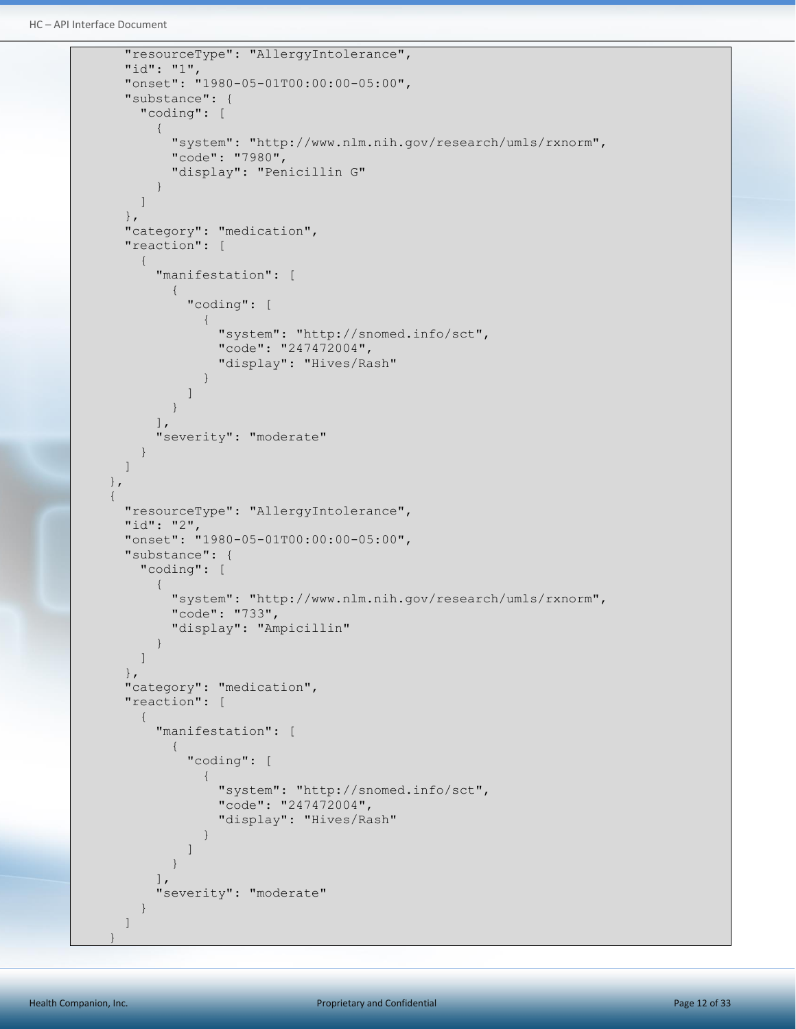```
    "resourceType": "AllergyIntolerance",
    "id": "1",
    "onset": "1980-05-01T00:00:00-05:00",
    "substance": {
      "coding": [
        {
          "system": "http://www.nlm.nih.gov/research/umls/rxnorm",
          "code": "7980",
          "display": "Penicillin G"
        }
      ]
    },
    "category": "medication",
    "reaction": [
      {
        "manifestation": [
          {
            "coding": [
              {
                "system": "http://snomed.info/sct",
                "code": "247472004",
                "display": "Hives/Rash"
              }
            ]
          }
        ],
        "severity": "moderate"
      }
    ]
  },
  {
    "resourceType": "AllergyIntolerance",
    "id": "2",
    "onset": "1980-05-01T00:00:00-05:00",
    "substance": {
      "coding": [
        {
          "system": "http://www.nlm.nih.gov/research/umls/rxnorm",
          "code": "733",
          "display": "Ampicillin"
        }
      ]
    },
    "category": "medication",
    "reaction": [
      {
        "manifestation": [
          {
            "coding": [
              {
                "system": "http://snomed.info/sct",
                "code": "247472004",
                "display": "Hives/Rash"
              }
            ]
          }
        ],
        "severity": "moderate"
      }
    ]
  }
```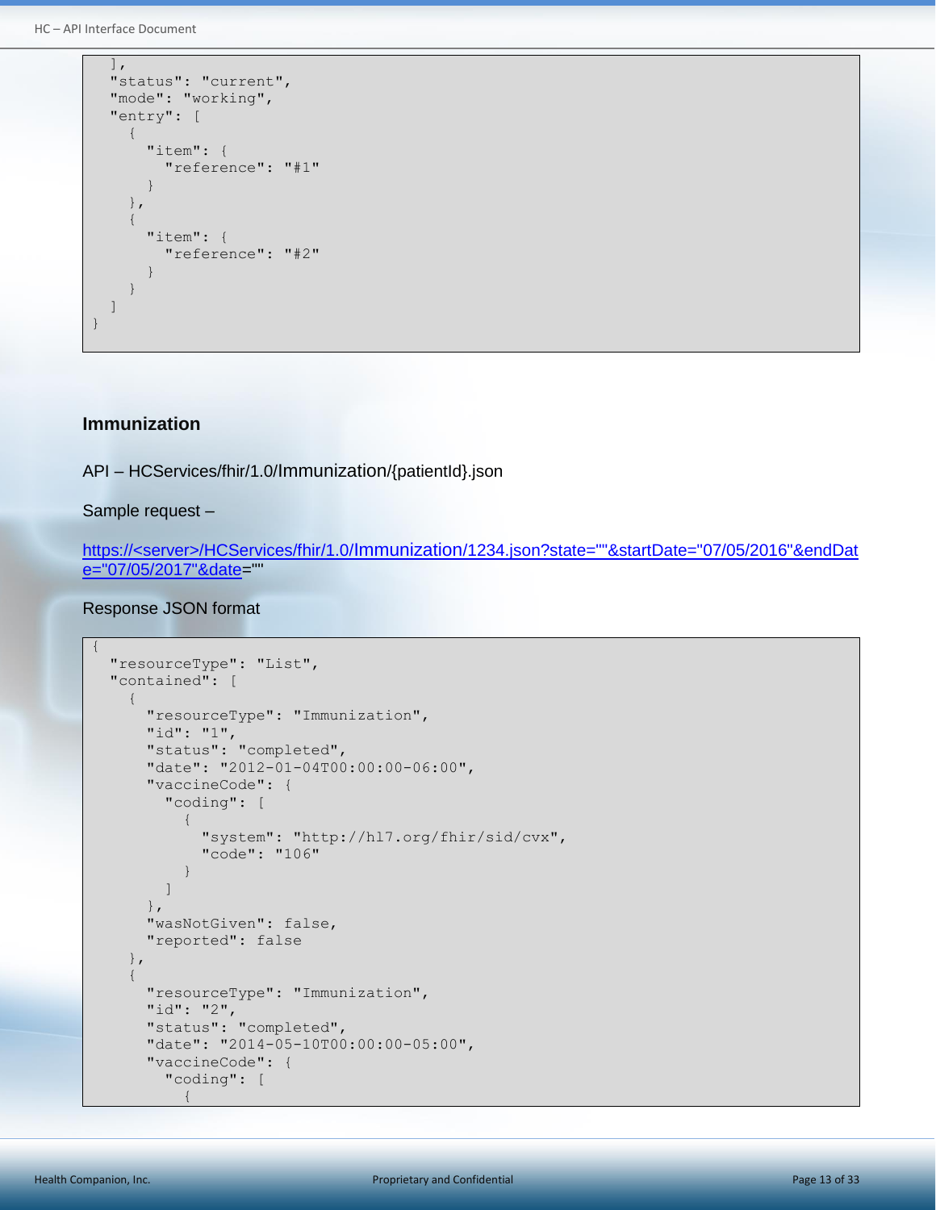```
  ],
  "status": "current",
  "mode": "working",
  "entry": [
    {
      "item": {
        "reference": "#1"
      }
    },
    {
      "item": {
        "reference": "#2"
      }
    }
  ]
}
```

### Immunization

API – HCServices/fhir/1.0/Immunization/{patientId}.json

Sample request –

https://<server>/HCServices/fhir/1.0/Immunization/1234.json?state=""&startDate="07/05/2016"&endDate="07/05/2017"&date=""

Response JSON format

```
{
  "resourceType": "List",
  "contained": [
    {
      "resourceType": "Immunization",
      "id": "1",
      "status": "completed",
      "date": "2012-01-04T00:00:00-06:00",
      "vaccineCode": {
        "coding": [
          {
            "system": "http://hl7.org/fhir/sid/cvx",
            "code": "106"
          }
        ]
      },
      "wasNotGiven": false,
      "reported": false
    },
    {
      "resourceType": "Immunization",
      "id": "2",
      "status": "completed",
      "date": "2014-05-10T00:00:00-05:00",
      "vaccineCode": {
        "coding": [
          {
```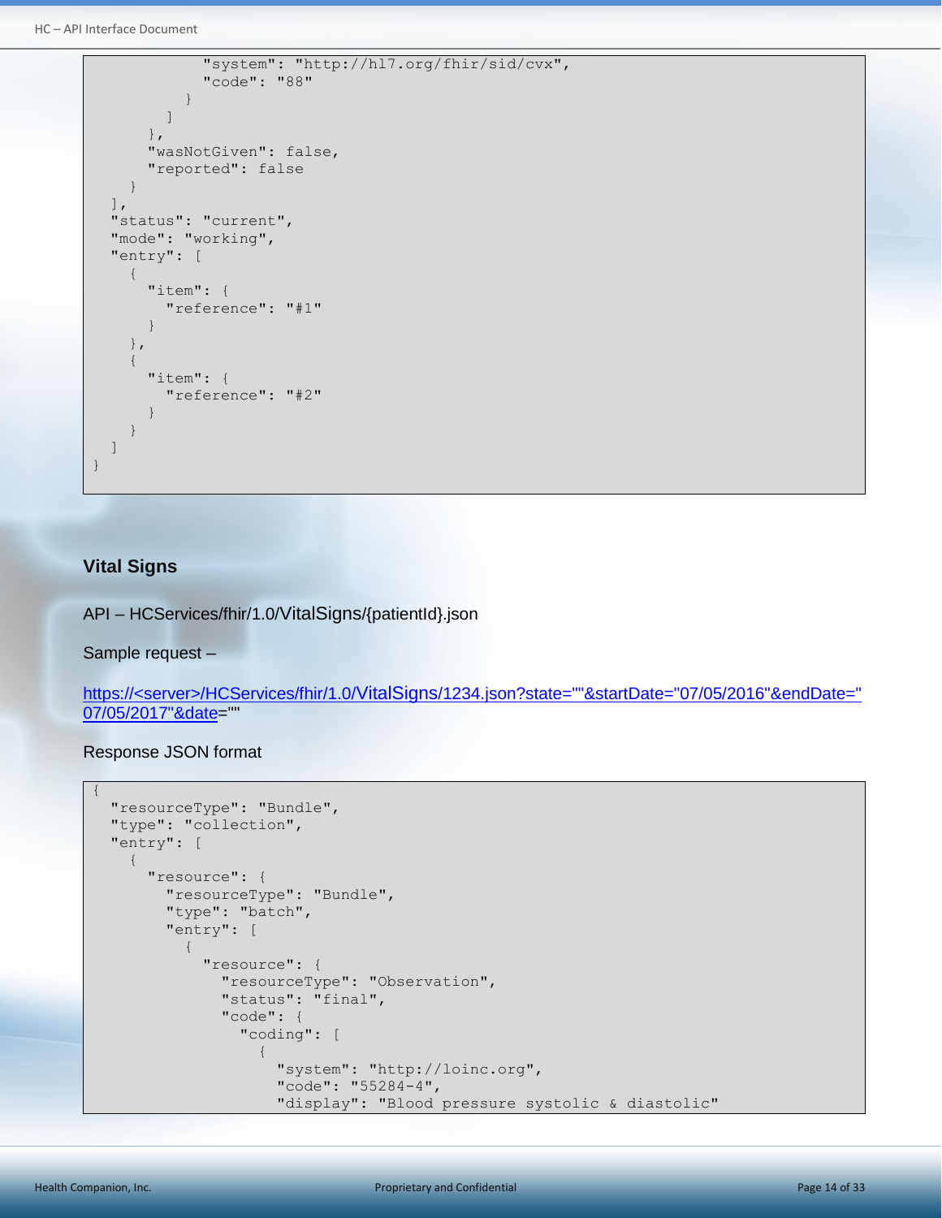```
            "system": "http://hl7.org/fhir/sid/cvx",
            "code": "88"
          }
        ]
      },
      "wasNotGiven": false,
      "reported": false
    }
  ],
  "status": "current",
  "mode": "working",
  "entry": [
    {
      "item": {
        "reference": "#1"
      }
    },
    {
      "item": {
        "reference": "#2"
      }
    }
  ]
}
```

### Vital Signs

API – HCServices/fhir/1.0/VitalSigns/{patientId}.json

Sample request –

https://<server>/HCServices/fhir/1.0/VitalSigns/1234.json?state=""&startDate="07/05/2016"&endDate="07/05/2017"&date=""

Response JSON format

```
{
  "resourceType": "Bundle",
  "type": "collection",
  "entry": [
    {
      "resource": {
        "resourceType": "Bundle",
        "type": "batch",
        "entry": [
          {
            "resource": {
              "resourceType": "Observation",
              "status": "final",
              "code": {
                "coding": [
                  {
                    "system": "http://loinc.org",
                    "code": "55284-4",
                    "display": "Blood pressure systolic & diastolic"
```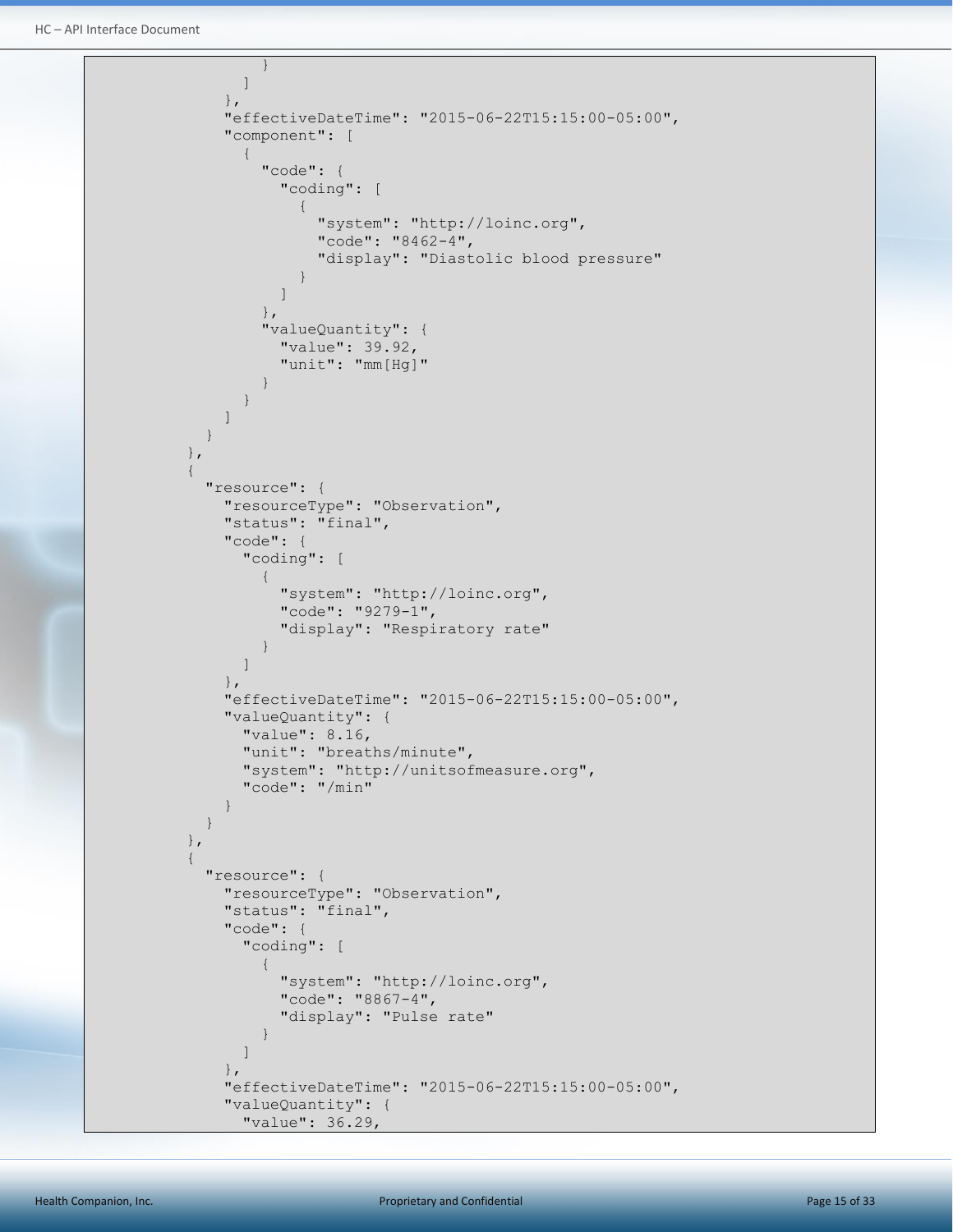```
              }
            ]
          },
          "effectiveDateTime": "2015-06-22T15:15:00-05:00",
          "component": [
            {
              "code": {
                "coding": [
                  {
                    "system": "http://loinc.org",
                    "code": "8462-4",
                    "display": "Diastolic blood pressure"
                  }
                ]
              },
              "valueQuantity": {
                "value": 39.92,
                "unit": "mm[Hg]"
              }
            }
          ]
        }
      },
      {
        "resource": {
          "resourceType": "Observation",
          "status": "final",
          "code": {
            "coding": [
              {
                "system": "http://loinc.org",
                "code": "9279-1",
                "display": "Respiratory rate"
              }
            ]
          },
          "effectiveDateTime": "2015-06-22T15:15:00-05:00",
          "valueQuantity": {
            "value": 8.16,
            "unit": "breaths/minute",
            "system": "http://unitsofmeasure.org",
            "code": "/min"
          }
        }
      },
      {
        "resource": {
          "resourceType": "Observation",
          "status": "final",
          "code": {
            "coding": [
              {
                "system": "http://loinc.org",
                "code": "8867-4",
                "display": "Pulse rate"
              }
            ]
          },
          "effectiveDateTime": "2015-06-22T15:15:00-05:00",
          "valueQuantity": {
            "value": 36.29,
```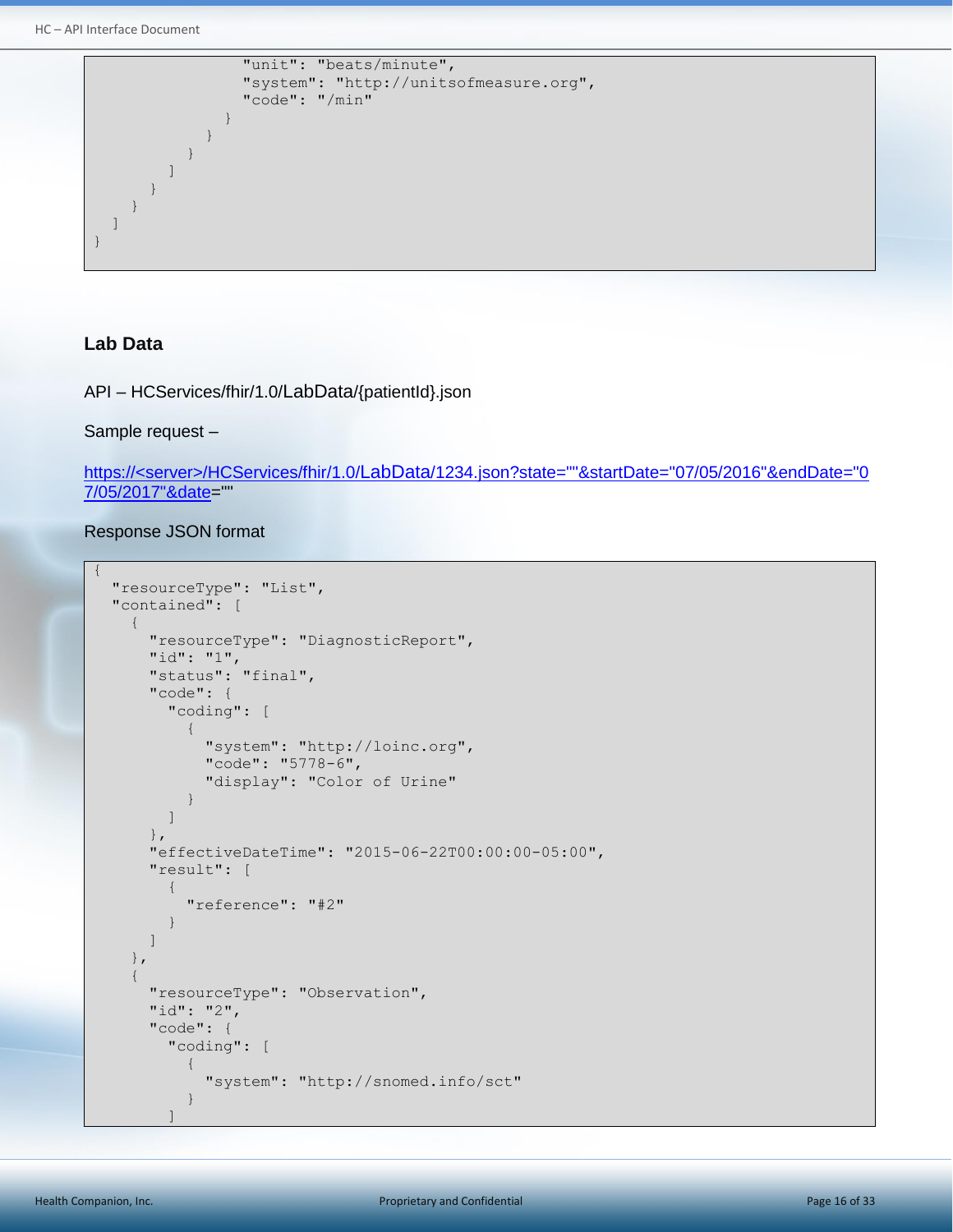```
                "unit": "beats/minute",
                "system": "http://unitsofmeasure.org",
                "code": "/min"
              }
            }
          }
        ]
      }
    }
  ]
}
```

### Lab Data

API – HCServices/fhir/1.0/LabData/{patientId}.json

Sample request –

https://<server>/HCServices/fhir/1.0/LabData/1234.json?state=""&startDate="07/05/2016"&endDate="07/05/2017"&date=""

Response JSON format

```
{
  "resourceType": "List",
  "contained": [
    {
      "resourceType": "DiagnosticReport",
      "id": "1",
      "status": "final",
      "code": {
        "coding": [
          {
            "system": "http://loinc.org",
            "code": "5778-6",
            "display": "Color of Urine"
          }
        ]
      },
      "effectiveDateTime": "2015-06-22T00:00:00-05:00",
      "result": [
        {
          "reference": "#2"
        }
      ]
    },
    {
      "resourceType": "Observation",
      "id": "2",
      "code": {
        "coding": [
          {
            "system": "http://snomed.info/sct"
          }
        ]
```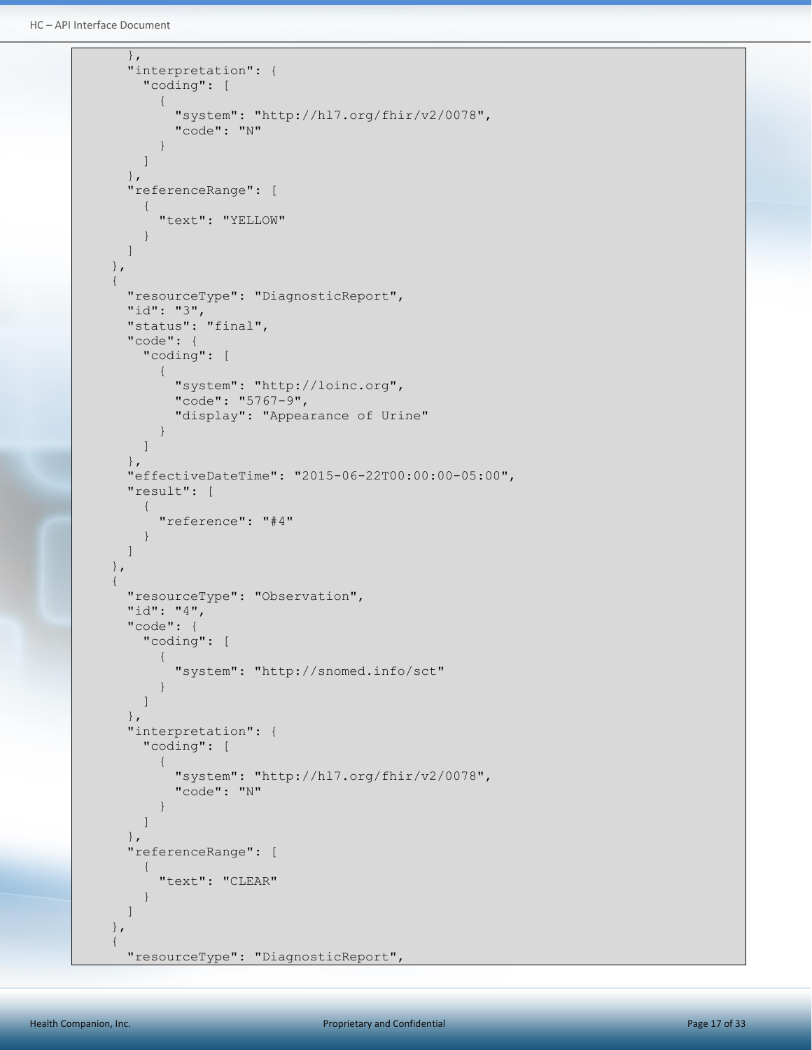```
      },
      "interpretation": {
        "coding": [
          {
            "system": "http://hl7.org/fhir/v2/0078",
            "code": "N"
          }
        ]
      },
      "referenceRange": [
        {
          "text": "YELLOW"
        }
      ]
    },
    {
      "resourceType": "DiagnosticReport",
      "id": "3",
      "status": "final",
      "code": {
        "coding": [
          {
            "system": "http://loinc.org",
            "code": "5767-9",
            "display": "Appearance of Urine"
          }
        ]
      },
      "effectiveDateTime": "2015-06-22T00:00:00-05:00",
      "result": [
        {
          "reference": "#4"
        }
      ]
    },
    {
      "resourceType": "Observation",
      "id": "4",
      "code": {
        "coding": [
          {
            "system": "http://snomed.info/sct"
          }
        ]
      },
      "interpretation": {
        "coding": [
          {
            "system": "http://hl7.org/fhir/v2/0078",
            "code": "N"
          }
        ]
      },
      "referenceRange": [
        {
          "text": "CLEAR"
        }
      ]
    },
    {
      "resourceType": "DiagnosticReport",
```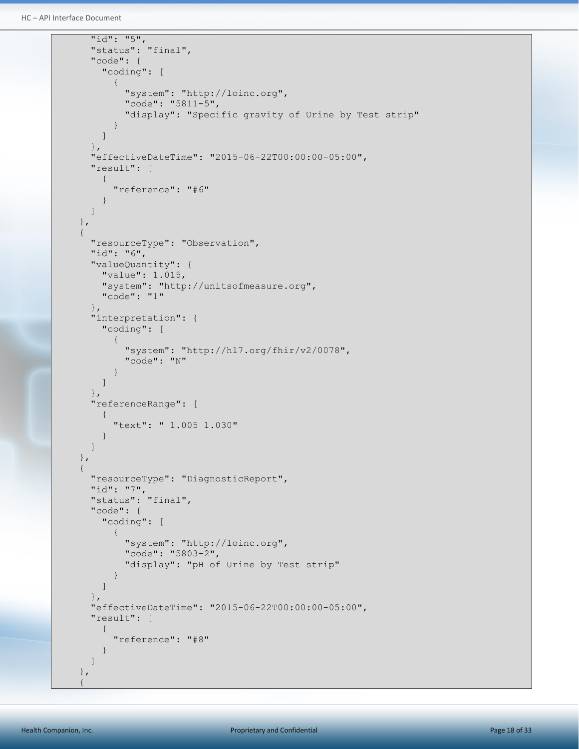```
      "id": "5",
      "status": "final",
      "code": {
        "coding": [
          {
            "system": "http://loinc.org",
            "code": "5811-5",
            "display": "Specific gravity of Urine by Test strip"
          }
        ]
      },
      "effectiveDateTime": "2015-06-22T00:00:00-05:00",
      "result": [
        {
          "reference": "#6"
        }
      ]
    },
    {
      "resourceType": "Observation",
      "id": "6",
      "valueQuantity": {
        "value": 1.015,
        "system": "http://unitsofmeasure.org",
        "code": "1"
      },
      "interpretation": {
        "coding": [
          {
            "system": "http://hl7.org/fhir/v2/0078",
            "code": "N"
          }
        ]
      },
      "referenceRange": [
        {
          "text": " 1.005 1.030"
        }
      ]
    },
    {
      "resourceType": "DiagnosticReport",
      "id": "7",
      "status": "final",
      "code": {
        "coding": [
          {
            "system": "http://loinc.org",
            "code": "5803-2",
            "display": "pH of Urine by Test strip"
          }
        ]
      },
      "effectiveDateTime": "2015-06-22T00:00:00-05:00",
      "result": [
        {
          "reference": "#8"
        }
      ]
    },
    {
```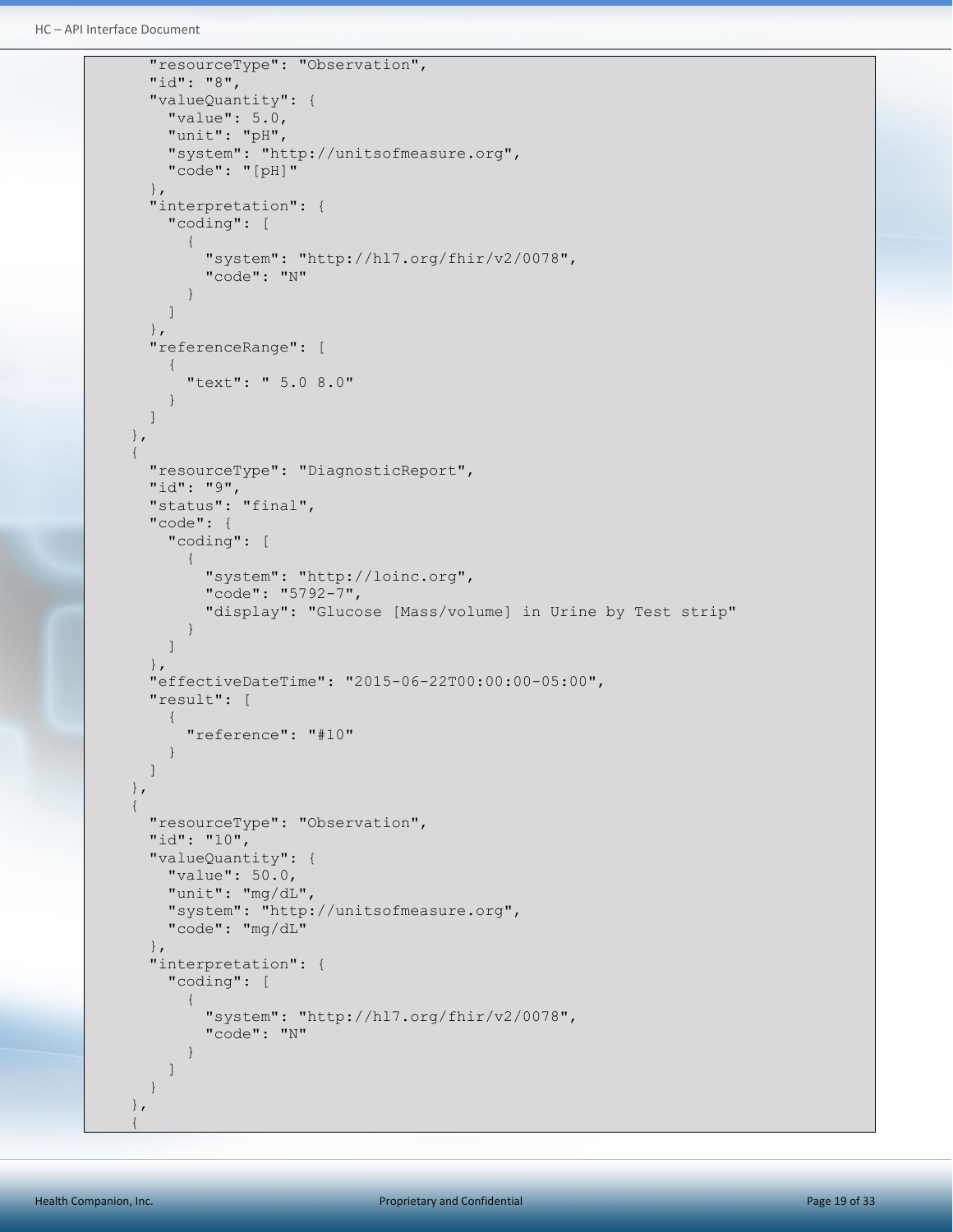```
      "resourceType": "Observation",
      "id": "8",
      "valueQuantity": {
        "value": 5.0,
        "unit": "pH",
        "system": "http://unitsofmeasure.org",
        "code": "[pH]"
      },
      "interpretation": {
        "coding": [
          {
            "system": "http://hl7.org/fhir/v2/0078",
            "code": "N"
          }
        ]
      },
      "referenceRange": [
        {
          "text": " 5.0 8.0"
        }
      ]
    },
    {
      "resourceType": "DiagnosticReport",
      "id": "9",
      "status": "final",
      "code": {
        "coding": [
          {
            "system": "http://loinc.org",
            "code": "5792-7",
            "display": "Glucose [Mass/volume] in Urine by Test strip"
          }
        ]
      },
      "effectiveDateTime": "2015-06-22T00:00:00-05:00",
      "result": [
        {
          "reference": "#10"
        }
      ]
    },
    {
      "resourceType": "Observation",
      "id": "10",
      "valueQuantity": {
        "value": 50.0,
        "unit": "mg/dL",
        "system": "http://unitsofmeasure.org",
        "code": "mg/dL"
      },
      "interpretation": {
        "coding": [
          {
            "system": "http://hl7.org/fhir/v2/0078",
            "code": "N"
          }
        ]
      }
    },
    {
```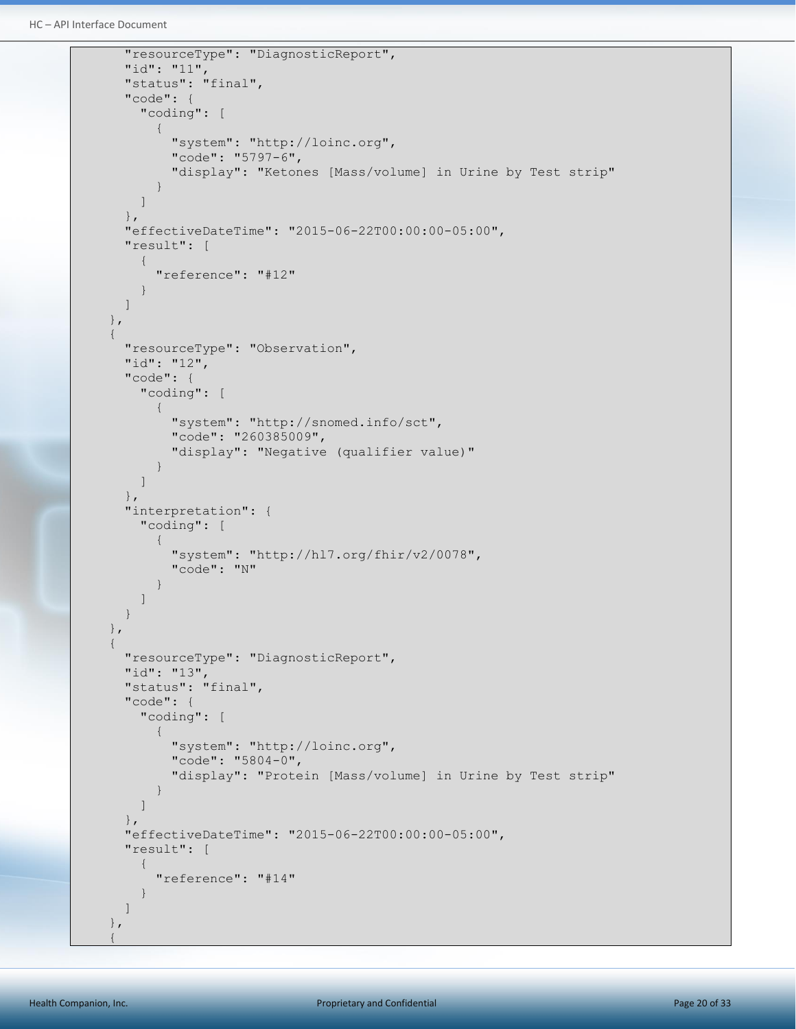```
      "resourceType": "DiagnosticReport",
      "id": "11",
      "status": "final",
      "code": {
        "coding": [
          {
            "system": "http://loinc.org",
            "code": "5797-6",
            "display": "Ketones [Mass/volume] in Urine by Test strip"
          }
        ]
      },
      "effectiveDateTime": "2015-06-22T00:00:00-05:00",
      "result": [
        {
          "reference": "#12"
        }
      ]
    },
    {
      "resourceType": "Observation",
      "id": "12",
      "code": {
        "coding": [
          {
            "system": "http://snomed.info/sct",
            "code": "260385009",
            "display": "Negative (qualifier value)"
          }
        ]
      },
      "interpretation": {
        "coding": [
          {
            "system": "http://hl7.org/fhir/v2/0078",
            "code": "N"
          }
        ]
      }
    },
    {
      "resourceType": "DiagnosticReport",
      "id": "13",
      "status": "final",
      "code": {
        "coding": [
          {
            "system": "http://loinc.org",
            "code": "5804-0",
            "display": "Protein [Mass/volume] in Urine by Test strip"
          }
        ]
      },
      "effectiveDateTime": "2015-06-22T00:00:00-05:00",
      "result": [
        {
          "reference": "#14"
        }
      ]
    },
    {
```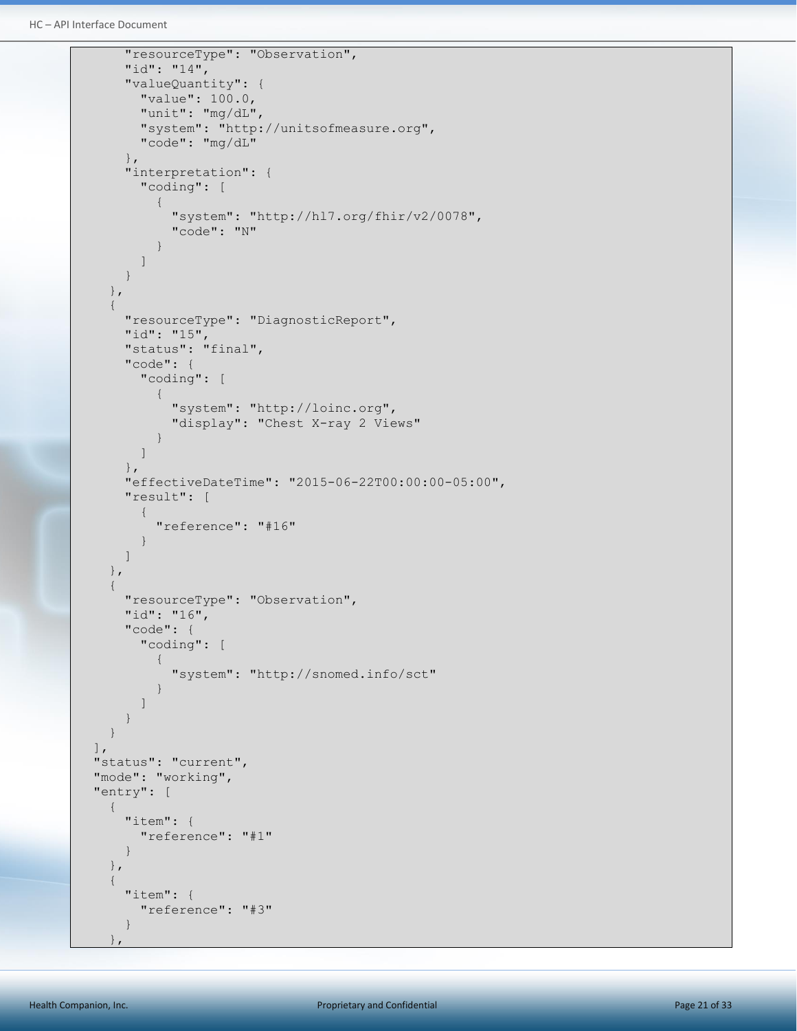```
      "resourceType": "Observation",
      "id": "14",
      "valueQuantity": {
        "value": 100.0,
        "unit": "mg/dL",
        "system": "http://unitsofmeasure.org",
        "code": "mg/dL"
      },
      "interpretation": {
        "coding": [
          {
            "system": "http://hl7.org/fhir/v2/0078",
            "code": "N"
          }
        ]
      }
    },
    {
      "resourceType": "DiagnosticReport",
      "id": "15",
      "status": "final",
      "code": {
        "coding": [
          {
            "system": "http://loinc.org",
            "display": "Chest X-ray 2 Views"
          }
        ]
      },
      "effectiveDateTime": "2015-06-22T00:00:00-05:00",
      "result": [
        {
          "reference": "#16"
        }
      ]
    },
    {
      "resourceType": "Observation",
      "id": "16",
      "code": {
        "coding": [
          {
            "system": "http://snomed.info/sct"
          }
        ]
      }
    }
  ],
  "status": "current",
  "mode": "working",
  "entry": [
    {
      "item": {
        "reference": "#1"
      }
    },
    {
      "item": {
        "reference": "#3"
      }
    },
```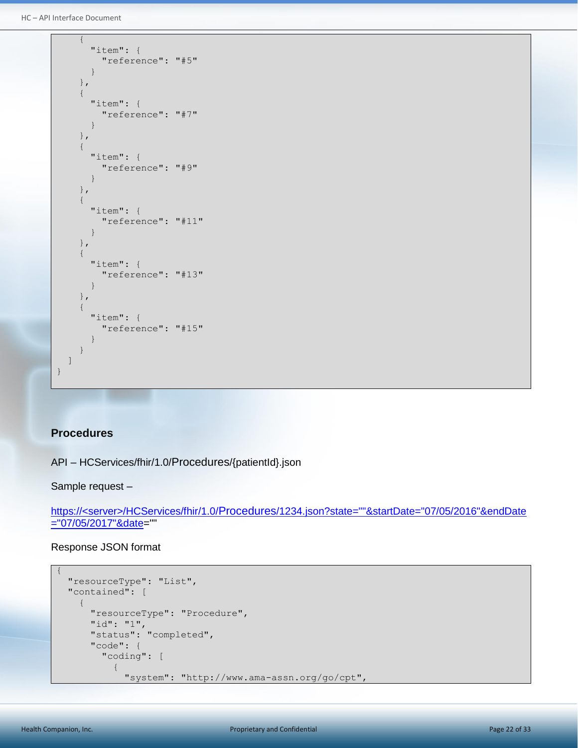```
    {
      "item": {
        "reference": "#5"
      }
    },
    {
      "item": {
        "reference": "#7"
      }
    },
    {
      "item": {
        "reference": "#9"
      }
    },
    {
      "item": {
        "reference": "#11"
      }
    },
    {
      "item": {
        "reference": "#13"
      }
    },
    {
      "item": {
        "reference": "#15"
      }
    }
  ]
}
```

### Procedures

API – HCServices/fhir/1.0/Procedures/{patientId}.json

Sample request –

https://<server>/HCServices/fhir/1.0/Procedures/1234.json?state=""&startDate="07/05/2016"&endDate="07/05/2017"&date=""

Response JSON format

```
{
  "resourceType": "List",
  "contained": [
    {
      "resourceType": "Procedure",
      "id": "1",
      "status": "completed",
      "code": {
        "coding": [
          {
            "system": "http://www.ama-assn.org/go/cpt",
```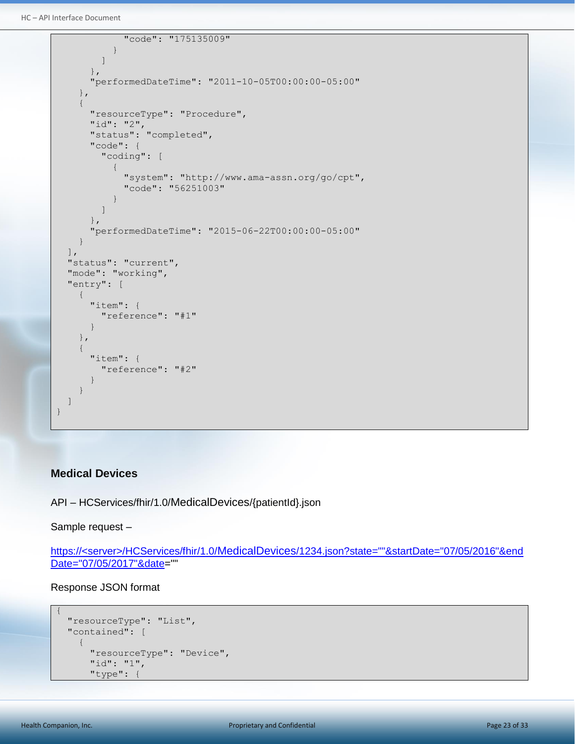```
            "code": "175135009"
          }
        ]
      },
      "performedDateTime": "2011-10-05T00:00:00-05:00"
    },
    {
      "resourceType": "Procedure",
      "id": "2",
      "status": "completed",
      "code": {
        "coding": [
          {
            "system": "http://www.ama-assn.org/go/cpt",
            "code": "56251003"
          }
        ]
      },
      "performedDateTime": "2015-06-22T00:00:00-05:00"
    }
  ],
  "status": "current",
  "mode": "working",
  "entry": [
    {
      "item": {
        "reference": "#1"
      }
    },
    {
      "item": {
        "reference": "#2"
      }
    }
  ]
}
```

### Medical Devices

API – HCServices/fhir/1.0/MedicalDevices/{patientId}.json

Sample request –

https://<server>/HCServices/fhir/1.0/MedicalDevices/1234.json?state=""&startDate="07/05/2016"&endDate="07/05/2017"&date=""

Response JSON format

```
{
  "resourceType": "List",
  "contained": [
    {
      "resourceType": "Device",
      "id": "1",
      "type": {
```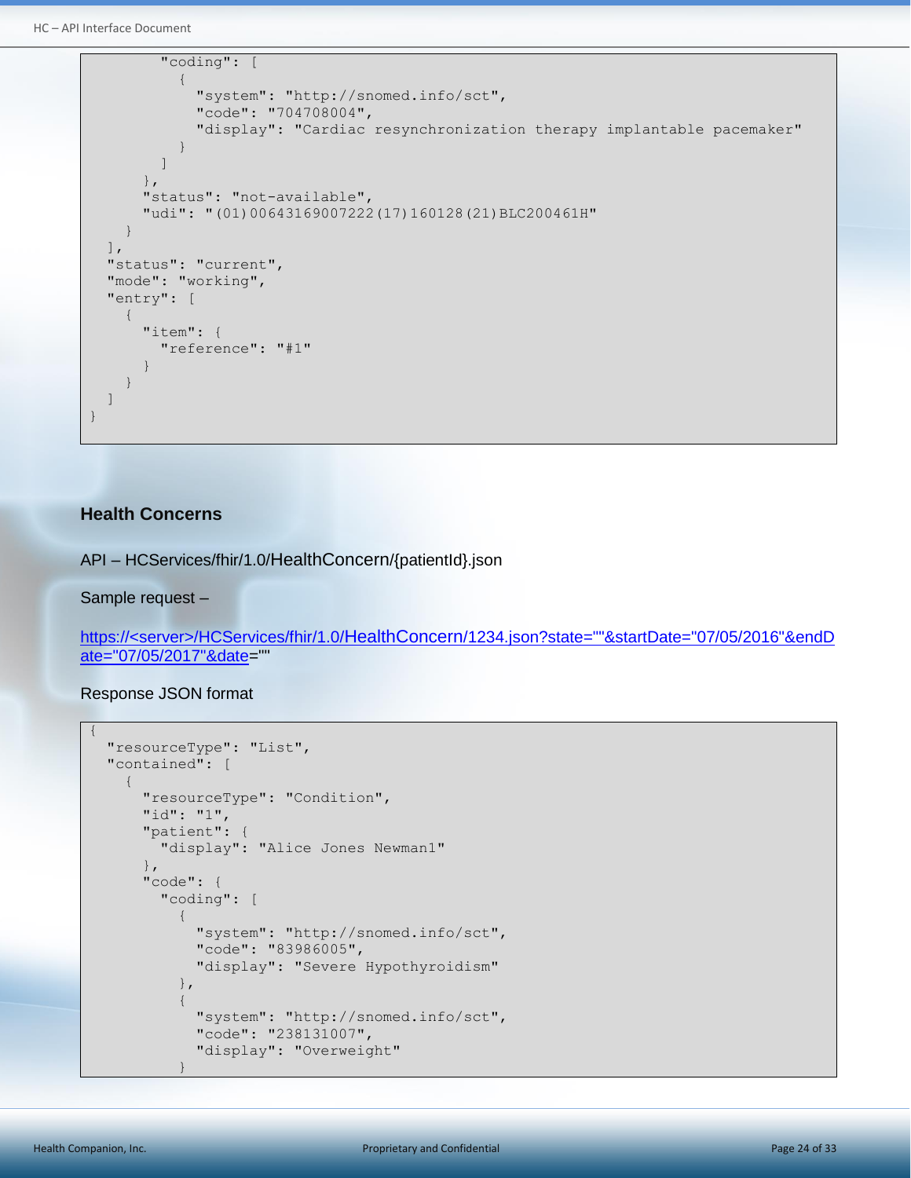```
        "coding": [
          {
            "system": "http://snomed.info/sct",
            "code": "704708004",
            "display": "Cardiac resynchronization therapy implantable pacemaker"
          }
        ]
      },
      "status": "not-available",
      "udi": "(01)00643169007222(17)160128(21)BLC200461H"
    }
  ],
  "status": "current",
  "mode": "working",
  "entry": [
    {
      "item": {
        "reference": "#1"
      }
    }
  ]
}
```

### Health Concerns

API – HCServices/fhir/1.0/HealthConcern/{patientId}.json

Sample request –

https://<server>/HCServices/fhir/1.0/HealthConcern/1234.json?state=""&startDate="07/05/2016"&endDate="07/05/2017"&date=""

Response JSON format

```
{
  "resourceType": "List",
  "contained": [
    {
      "resourceType": "Condition",
      "id": "1",
      "patient": {
        "display": "Alice Jones Newman1"
      },
      "code": {
        "coding": [
          {
            "system": "http://snomed.info/sct",
            "code": "83986005",
            "display": "Severe Hypothyroidism"
          },
          {
            "system": "http://snomed.info/sct",
            "code": "238131007",
            "display": "Overweight"
          }
```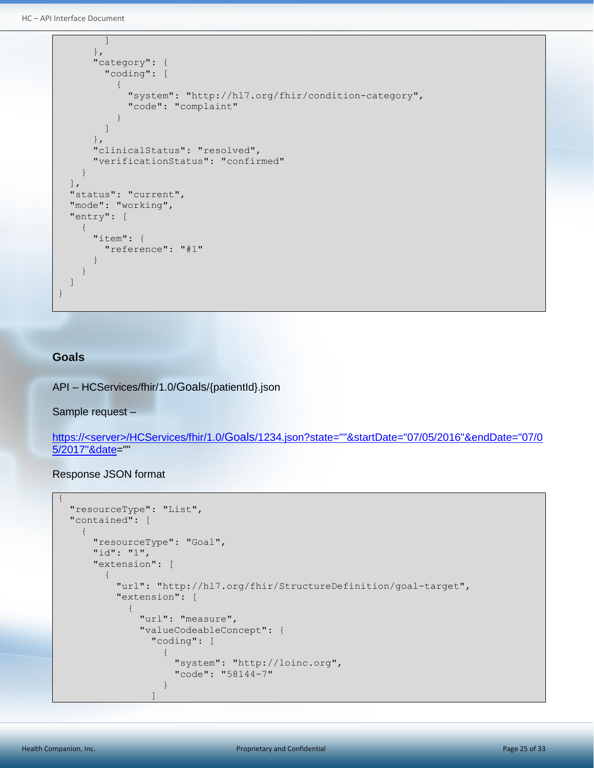```
        ]
      },
      "category": {
        "coding": [
          {
            "system": "http://hl7.org/fhir/condition-category",
            "code": "complaint"
          }
        ]
      },
      "clinicalStatus": "resolved",
      "verificationStatus": "confirmed"
    }
  ],
  "status": "current",
  "mode": "working",
  "entry": [
    {
      "item": {
        "reference": "#1"
      }
    }
  ]
}
```

### Goals

API – HCServices/fhir/1.0/Goals/{patientId}.json

Sample request –

https://<server>/HCServices/fhir/1.0/Goals/1234.json?state=""&startDate="07/05/2016"&endDate="07/05/2017"&date=""

Response JSON format

```
{
  "resourceType": "List",
  "contained": [
    {
      "resourceType": "Goal",
      "id": "1",
      "extension": [
        {
          "url": "http://hl7.org/fhir/StructureDefinition/goal-target",
          "extension": [
            {
              "url": "measure",
              "valueCodeableConcept": {
                "coding": [
                  {
                    "system": "http://loinc.org",
                    "code": "58144-7"
                  }
                ]
```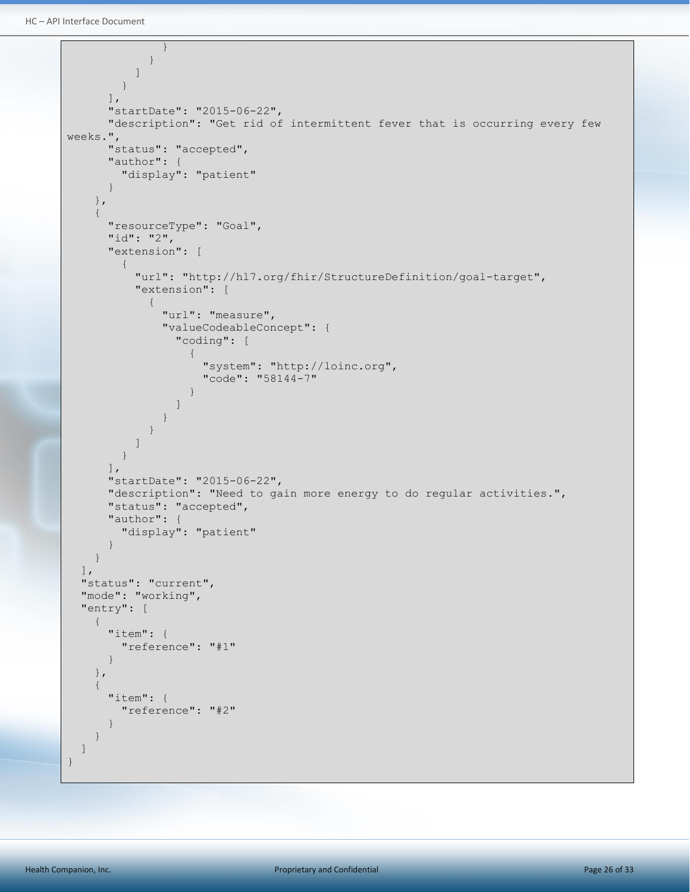```
              }
            }
          ]
        }
      ],
      "startDate": "2015-06-22",
      "description": "Get rid of intermittent fever that is occurring every few
weeks.",
      "status": "accepted",
      "author": {
        "display": "patient"
      }
    },
    {
      "resourceType": "Goal",
      "id": "2",
      "extension": [
        {
          "url": "http://hl7.org/fhir/StructureDefinition/goal-target",
          "extension": [
            {
              "url": "measure",
              "valueCodeableConcept": {
                "coding": [
                  {
                    "system": "http://loinc.org",
                    "code": "58144-7"
                  }
                ]
              }
            }
          ]
        }
      ],
      "startDate": "2015-06-22",
      "description": "Need to gain more energy to do regular activities.",
      "status": "accepted",
      "author": {
        "display": "patient"
      }
    }
  ],
  "status": "current",
  "mode": "working",
  "entry": [
    {
      "item": {
        "reference": "#1"
      }
    },
    {
      "item": {
        "reference": "#2"
      }
    }
  ]
}
```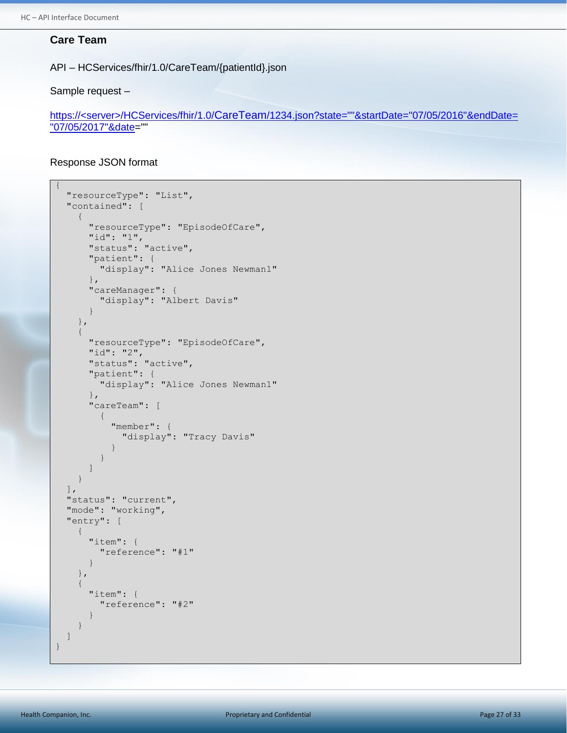## Care Team

API – HCServices/fhir/1.0/CareTeam/{patientId}.json

Sample request –

https://<server>/HCServices/fhir/1.0/CareTeam/1234.json?state=""&startDate="07/05/2016"&endDate="07/05/2017"&date=""

Response JSON format

```
{
  "resourceType": "List",
  "contained": [
    {
      "resourceType": "EpisodeOfCare",
      "id": "1",
      "status": "active",
      "patient": {
        "display": "Alice Jones Newman1"
      },
      "careManager": {
        "display": "Albert Davis"
      }
    },
    {
      "resourceType": "EpisodeOfCare",
      "id": "2",
      "status": "active",
      "patient": {
        "display": "Alice Jones Newman1"
      },
      "careTeam": [
        {
          "member": {
            "display": "Tracy Davis"
          }
        }
      ]
    }
  ],
  "status": "current",
  "mode": "working",
  "entry": [
    {
      "item": {
        "reference": "#1"
      }
    },
    {
      "item": {
        "reference": "#2"
      }
    }
  ]
}
```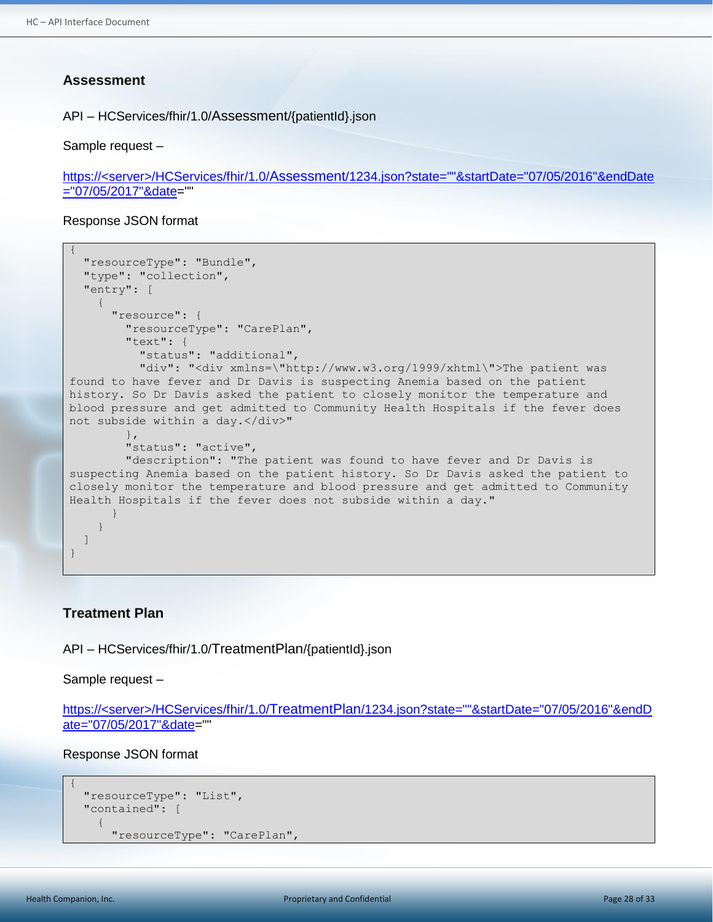### Assessment

API – HCServices/fhir/1.0/Assessment/{patientId}.json

Sample request –

https://<server>/HCServices/fhir/1.0/Assessment/1234.json?state=""&startDate="07/05/2016"&endDate="07/05/2017"&date=""

Response JSON format

```
{
  "resourceType": "Bundle",
  "type": "collection",
  "entry": [
    {
      "resource": {
        "resourceType": "CarePlan",
        "text": {
          "status": "additional",
          "div": "<div xmlns=\"http://www.w3.org/1999/xhtml\">The patient was
found to have fever and Dr Davis is suspecting Anemia based on the patient
history. So Dr Davis asked the patient to closely monitor the temperature and
blood pressure and get admitted to Community Health Hospitals if the fever does
not subside within a day.</div>"
        },
        "status": "active",
        "description": "The patient was found to have fever and Dr Davis is
suspecting Anemia based on the patient history. So Dr Davis asked the patient to
closely monitor the temperature and blood pressure and get admitted to Community
Health Hospitals if the fever does not subside within a day."
      }
    }
  ]
}
```

### Treatment Plan

API – HCServices/fhir/1.0/TreatmentPlan/{patientId}.json

Sample request –

https://<server>/HCServices/fhir/1.0/TreatmentPlan/1234.json?state=""&startDate="07/05/2016"&endDate="07/05/2017"&date=""

Response JSON format

```
{
  "resourceType": "List",
  "contained": [
    {
      "resourceType": "CarePlan",
```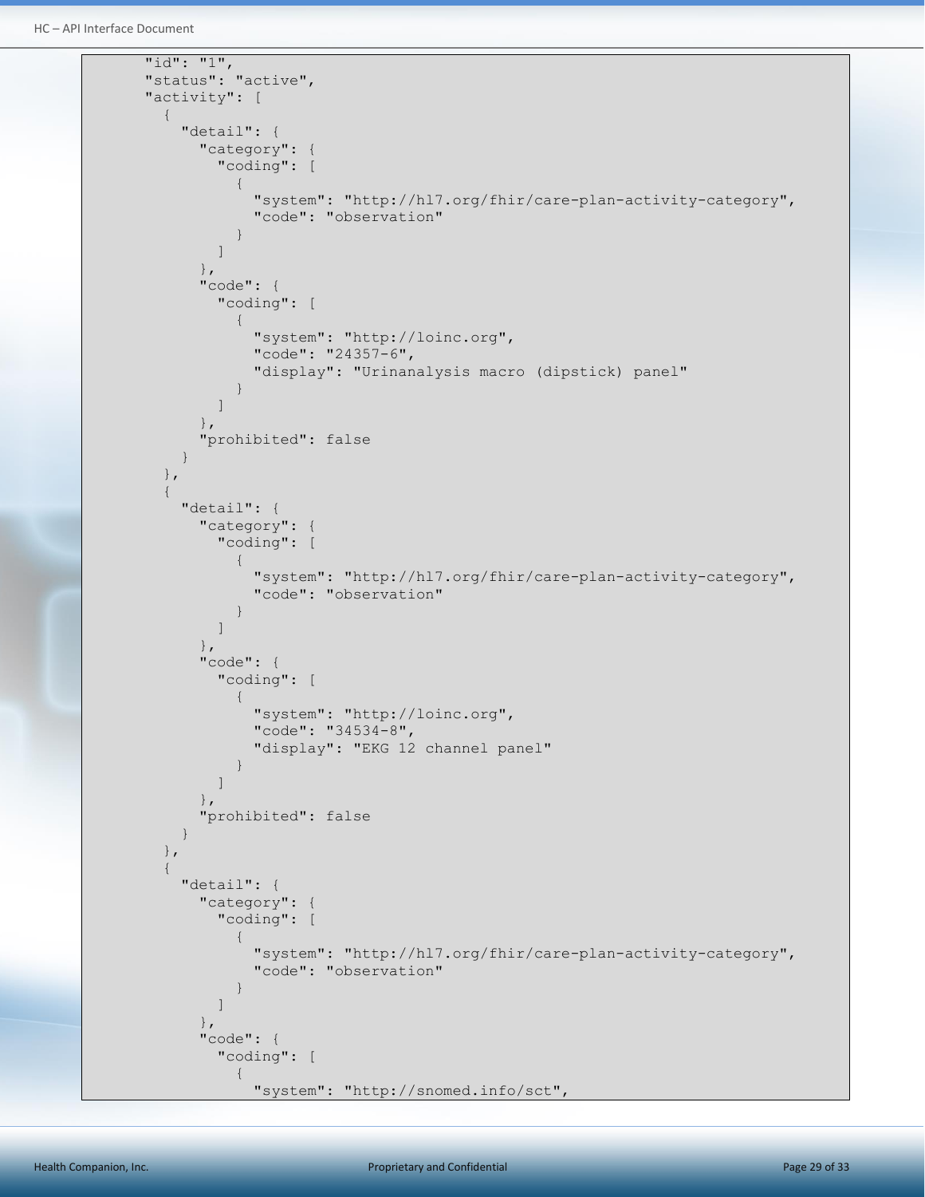```
      "id": "1",
      "status": "active",
      "activity": [
        {
          "detail": {
            "category": {
              "coding": [
                {
                  "system": "http://hl7.org/fhir/care-plan-activity-category",
                  "code": "observation"
                }
              ]
            },
            "code": {
              "coding": [
                {
                  "system": "http://loinc.org",
                  "code": "24357-6",
                  "display": "Urinanalysis macro (dipstick) panel"
                }
              ]
            },
            "prohibited": false
          }
        },
        {
          "detail": {
            "category": {
              "coding": [
                {
                  "system": "http://hl7.org/fhir/care-plan-activity-category",
                  "code": "observation"
                }
              ]
            },
            "code": {
              "coding": [
                {
                  "system": "http://loinc.org",
                  "code": "34534-8",
                  "display": "EKG 12 channel panel"
                }
              ]
            },
            "prohibited": false
          }
        },
        {
          "detail": {
            "category": {
              "coding": [
                {
                  "system": "http://hl7.org/fhir/care-plan-activity-category",
                  "code": "observation"
                }
              ]
            },
            "code": {
              "coding": [
                {
                  "system": "http://snomed.info/sct",
```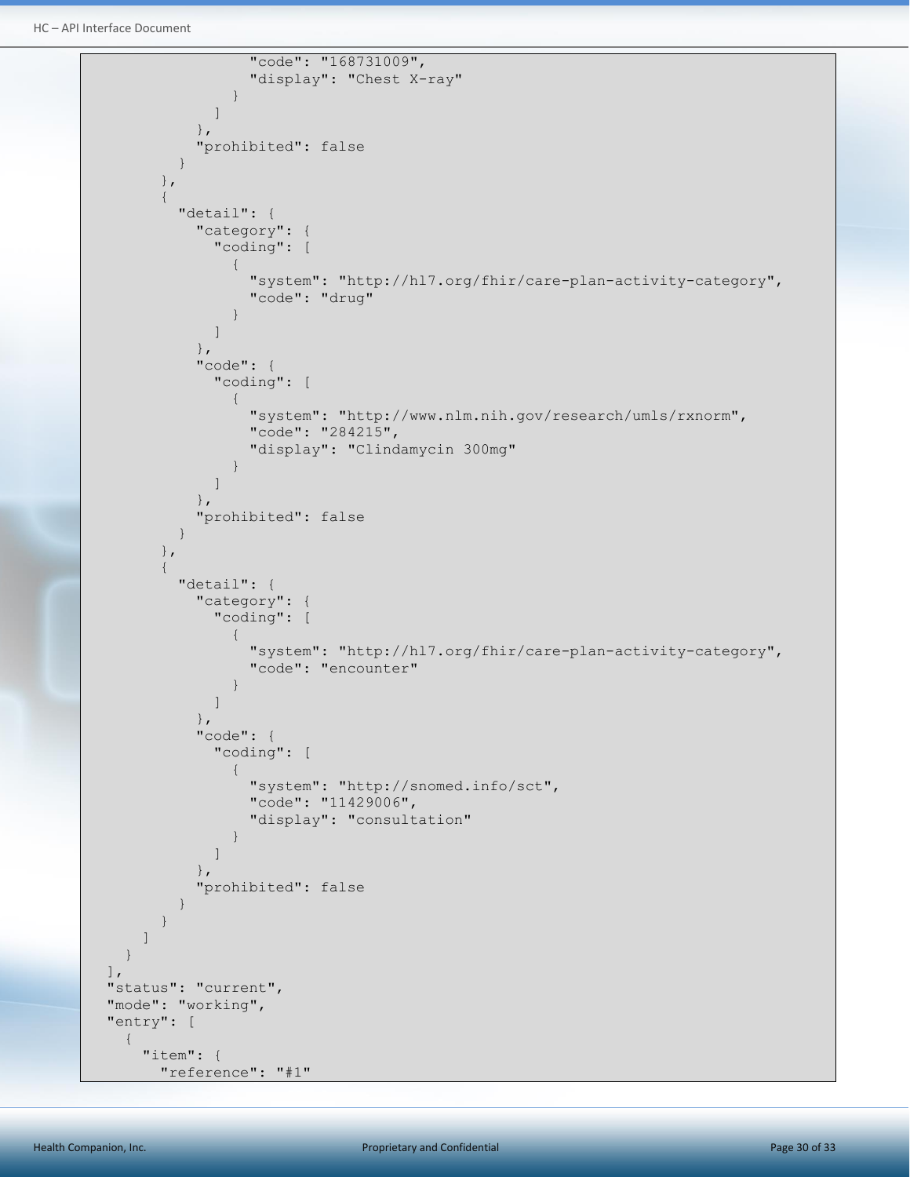```
                "code": "168731009",
                "display": "Chest X-ray"
              }
            ]
          },
          "prohibited": false
        }
      },
      {
        "detail": {
          "category": {
            "coding": [
              {
                "system": "http://hl7.org/fhir/care-plan-activity-category",
                "code": "drug"
              }
            ]
          },
          "code": {
            "coding": [
              {
                "system": "http://www.nlm.nih.gov/research/umls/rxnorm",
                "code": "284215",
                "display": "Clindamycin 300mg"
              }
            ]
          },
          "prohibited": false
        }
      },
      {
        "detail": {
          "category": {
            "coding": [
              {
                "system": "http://hl7.org/fhir/care-plan-activity-category",
                "code": "encounter"
              }
            ]
          },
          "code": {
            "coding": [
              {
                "system": "http://snomed.info/sct",
                "code": "11429006",
                "display": "consultation"
              }
            ]
          },
          "prohibited": false
        }
      }
    ]
  }
],
"status": "current",
"mode": "working",
"entry": [
  {
    "item": {
      "reference": "#1"
```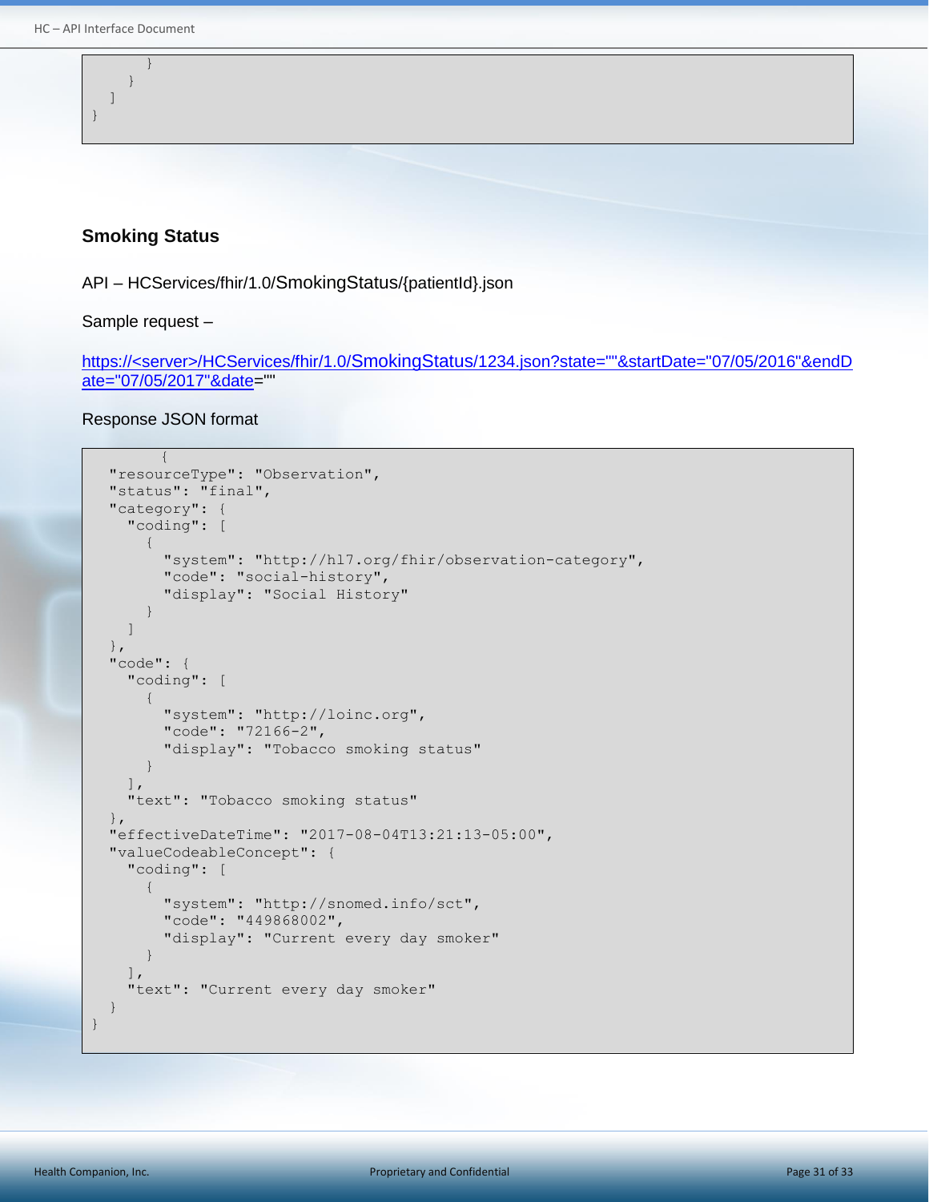```
      }
    }
  ]
}
```

## Smoking Status

API – HCServices/fhir/1.0/SmokingStatus/{patientId}.json

Sample request –

https://<server>/HCServices/fhir/1.0/SmokingStatus/1234.json?state=""&startDate="07/05/2016"&endDate="07/05/2017"&date=""

Response JSON format

```
      {
  "resourceType": "Observation",
  "status": "final",
  "category": {
    "coding": [
      {
        "system": "http://hl7.org/fhir/observation-category",
        "code": "social-history",
        "display": "Social History"
      }
    ]
  },
  "code": {
    "coding": [
      {
        "system": "http://loinc.org",
        "code": "72166-2",
        "display": "Tobacco smoking status"
      }
    ],
    "text": "Tobacco smoking status"
  },
  "effectiveDateTime": "2017-08-04T13:21:13-05:00",
  "valueCodeableConcept": {
    "coding": [
      {
        "system": "http://snomed.info/sct",
        "code": "449868002",
        "display": "Current every day smoker"
      }
    ],
    "text": "Current every day smoker"
  }
}
```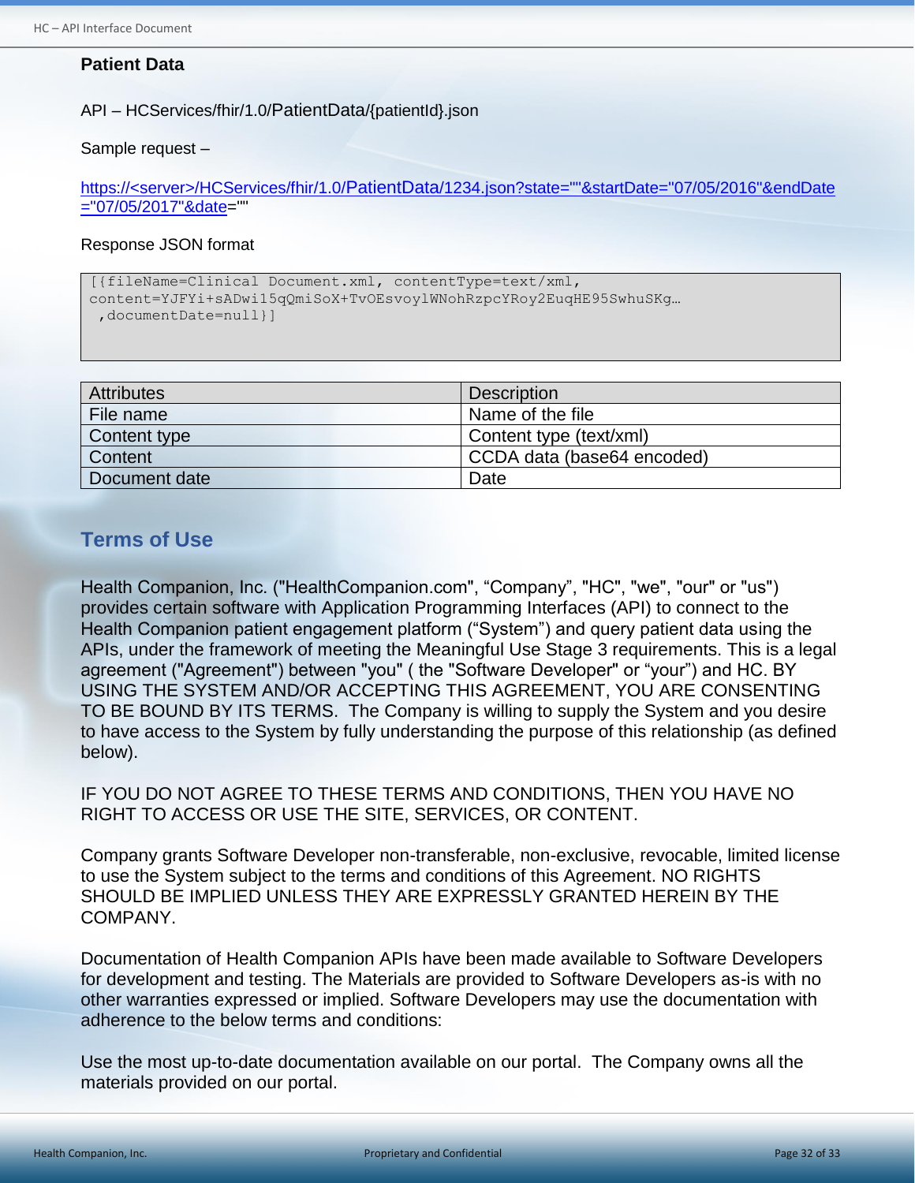**Patient Data**

API – HCServices/fhir/1.0/PatientData/{patientId}.json

Sample request –

https://<server>/HCServices/fhir/1.0/PatientData/1234.json?state=""&startDate="07/05/2016"&endDate="07/05/2017"&date=""

Response JSON format

```
[{fileName=Clinical Document.xml, contentType=text/xml,
content=YJFYi+sADwi15qQmiSoX+TvOEsvoylWNohRzpcYRoy2EuqHE95SwhuSKg…
 ,documentDate=null}]
```

| Attributes | Description |
|---|---|
| File name | Name of the file |
| Content type | Content type (text/xml) |
| Content | CCDA data (base64 encoded) |
| Document date | Date |

## Terms of Use

Health Companion, Inc. ("HealthCompanion.com", “Company”, "HC", "we", "our" or "us") provides certain software with Application Programming Interfaces (API) to connect to the Health Companion patient engagement platform (“System”) and query patient data using the APIs, under the framework of meeting the Meaningful Use Stage 3 requirements. This is a legal agreement ("Agreement") between "you" ( the "Software Developer" or “your”) and HC. BY USING THE SYSTEM AND/OR ACCEPTING THIS AGREEMENT, YOU ARE CONSENTING TO BE BOUND BY ITS TERMS. The Company is willing to supply the System and you desire to have access to the System by fully understanding the purpose of this relationship (as defined below).

IF YOU DO NOT AGREE TO THESE TERMS AND CONDITIONS, THEN YOU HAVE NO RIGHT TO ACCESS OR USE THE SITE, SERVICES, OR CONTENT.

Company grants Software Developer non-transferable, non-exclusive, revocable, limited license to use the System subject to the terms and conditions of this Agreement. NO RIGHTS SHOULD BE IMPLIED UNLESS THEY ARE EXPRESSLY GRANTED HEREIN BY THE COMPANY.

Documentation of Health Companion APIs have been made available to Software Developers for development and testing. The Materials are provided to Software Developers as-is with no other warranties expressed or implied. Software Developers may use the documentation with adherence to the below terms and conditions:

Use the most up-to-date documentation available on our portal. The Company owns all the materials provided on our portal.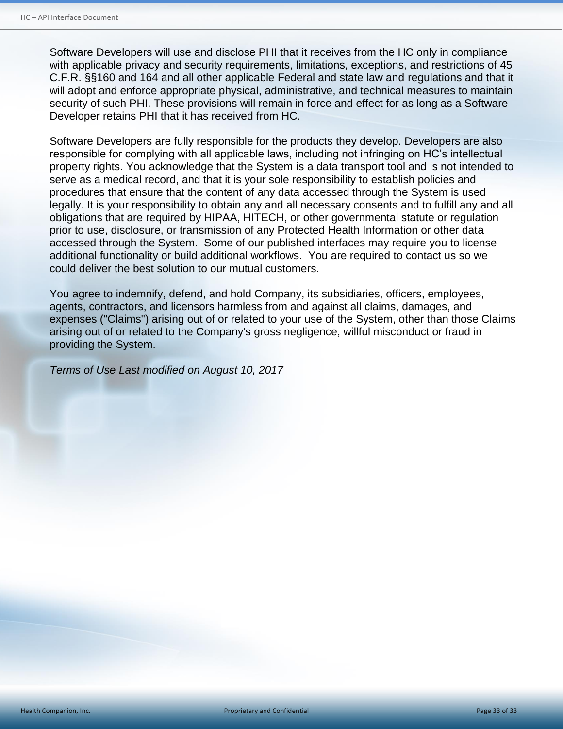Software Developers will use and disclose PHI that it receives from the HC only in compliance with applicable privacy and security requirements, limitations, exceptions, and restrictions of 45 C.F.R. §§160 and 164 and all other applicable Federal and state law and regulations and that it will adopt and enforce appropriate physical, administrative, and technical measures to maintain security of such PHI. These provisions will remain in force and effect for as long as a Software Developer retains PHI that it has received from HC.

Software Developers are fully responsible for the products they develop. Developers are also responsible for complying with all applicable laws, including not infringing on HC's intellectual property rights. You acknowledge that the System is a data transport tool and is not intended to serve as a medical record, and that it is your sole responsibility to establish policies and procedures that ensure that the content of any data accessed through the System is used legally. It is your responsibility to obtain any and all necessary consents and to fulfill any and all obligations that are required by HIPAA, HITECH, or other governmental statute or regulation prior to use, disclosure, or transmission of any Protected Health Information or other data accessed through the System. Some of our published interfaces may require you to license additional functionality or build additional workflows. You are required to contact us so we could deliver the best solution to our mutual customers.

You agree to indemnify, defend, and hold Company, its subsidiaries, officers, employees, agents, contractors, and licensors harmless from and against all claims, damages, and expenses ("Claims") arising out of or related to your use of the System, other than those Claims arising out of or related to the Company's gross negligence, willful misconduct or fraud in providing the System.

*Terms of Use Last modified on August 10, 2017*